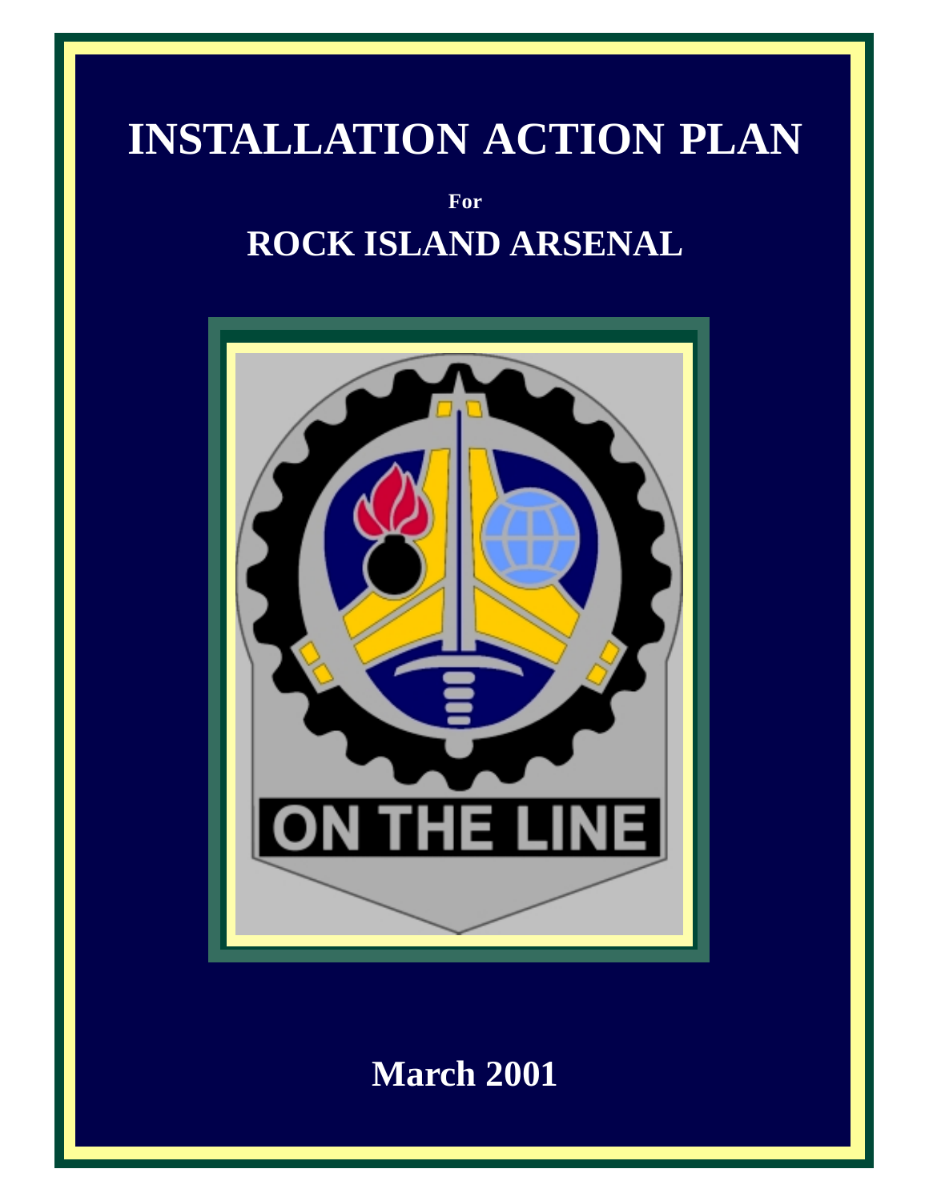# INSTALLATION ACTION PLAN

**For**

## ROCK ISLAND ARSENAL

ON THE LINE

**March 2001**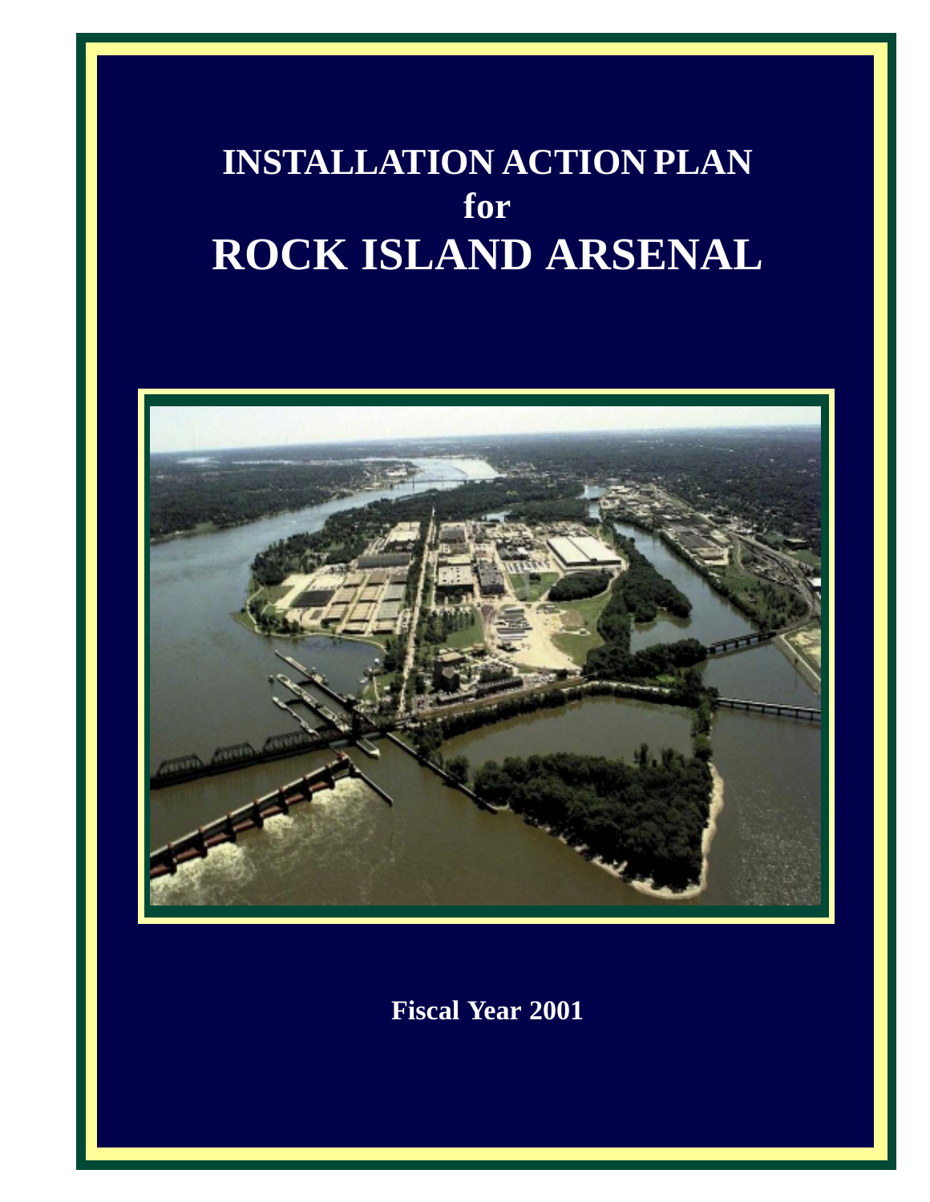# INSTALLATION ACTION PLAN
## for
# ROCK ISLAND ARSENAL

**Fiscal Year 2001**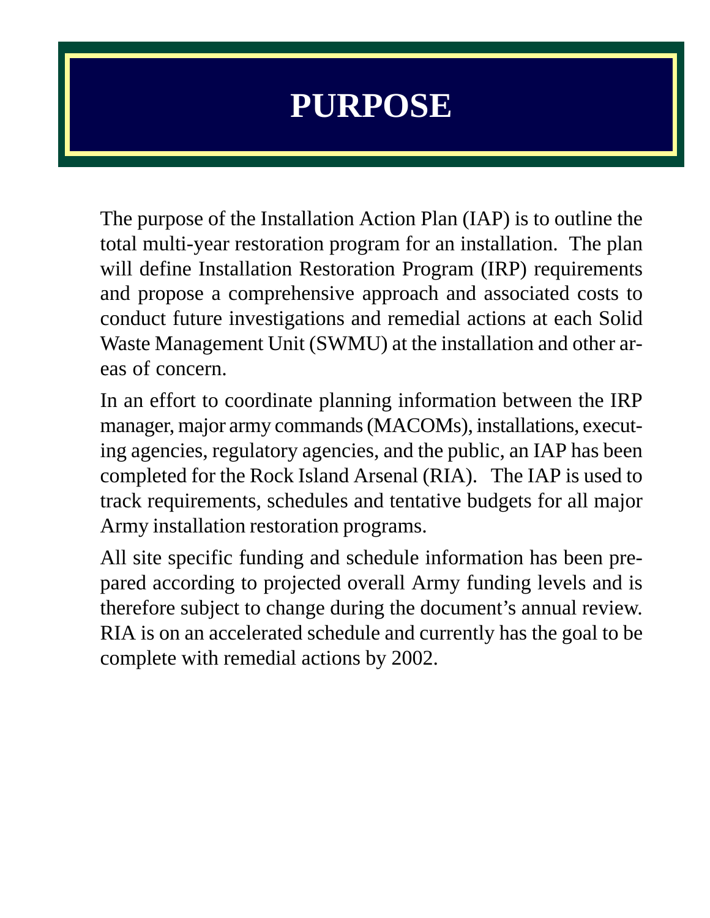# PURPOSE

The purpose of the Installation Action Plan (IAP) is to outline the total multi-year restoration program for an installation. The plan will define Installation Restoration Program (IRP) requirements and propose a comprehensive approach and associated costs to conduct future investigations and remedial actions at each Solid Waste Management Unit (SWMU) at the installation and other areas of concern.

In an effort to coordinate planning information between the IRP manager, major army commands (MACOMs), installations, executing agencies, regulatory agencies, and the public, an IAP has been completed for the Rock Island Arsenal (RIA). The IAP is used to track requirements, schedules and tentative budgets for all major Army installation restoration programs.

All site specific funding and schedule information has been prepared according to projected overall Army funding levels and is therefore subject to change during the document's annual review. RIA is on an accelerated schedule and currently has the goal to be complete with remedial actions by 2002.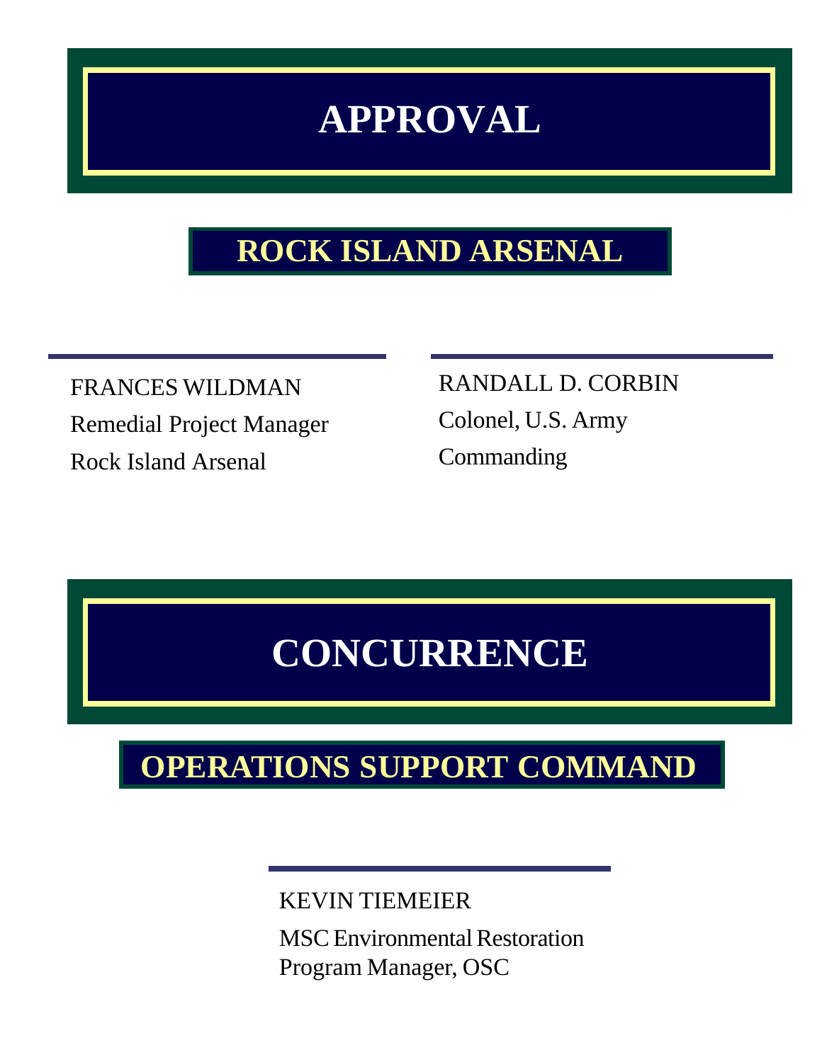# APPROVAL

## ROCK ISLAND ARSENAL

FRANCES WILDMAN
Remedial Project Manager
Rock Island Arsenal

RANDALL D. CORBIN
Colonel, U.S. Army
Commanding

# CONCURRENCE

## OPERATIONS SUPPORT COMMAND

KEVIN TIEMEIER
MSC Environmental Restoration
Program Manager, OSC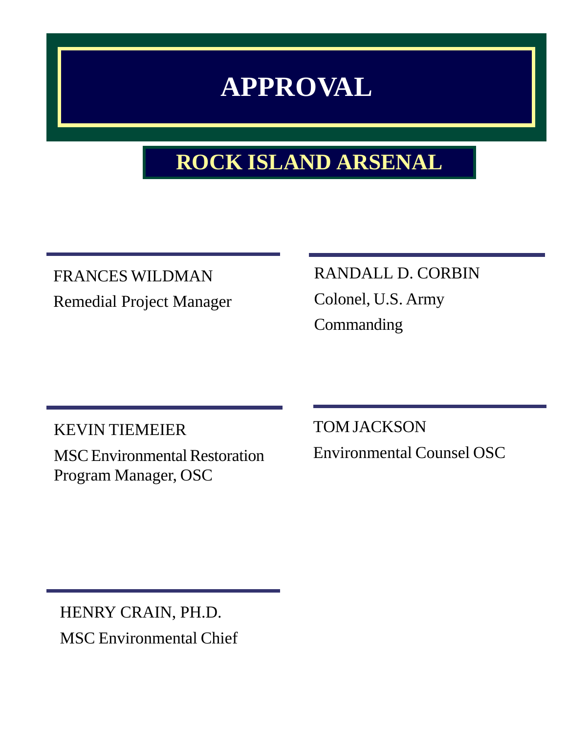# APPROVAL

## ROCK ISLAND ARSENAL

---

FRANCES WILDMAN
Remedial Project Manager

---

RANDALL D. CORBIN
Colonel, U.S. Army
Commanding

---

KEVIN TIEMEIER
MSC Environmental Restoration Program Manager, OSC

---

TOM JACKSON
Environmental Counsel OSC

---

HENRY CRAIN, PH.D.
MSC Environmental Chief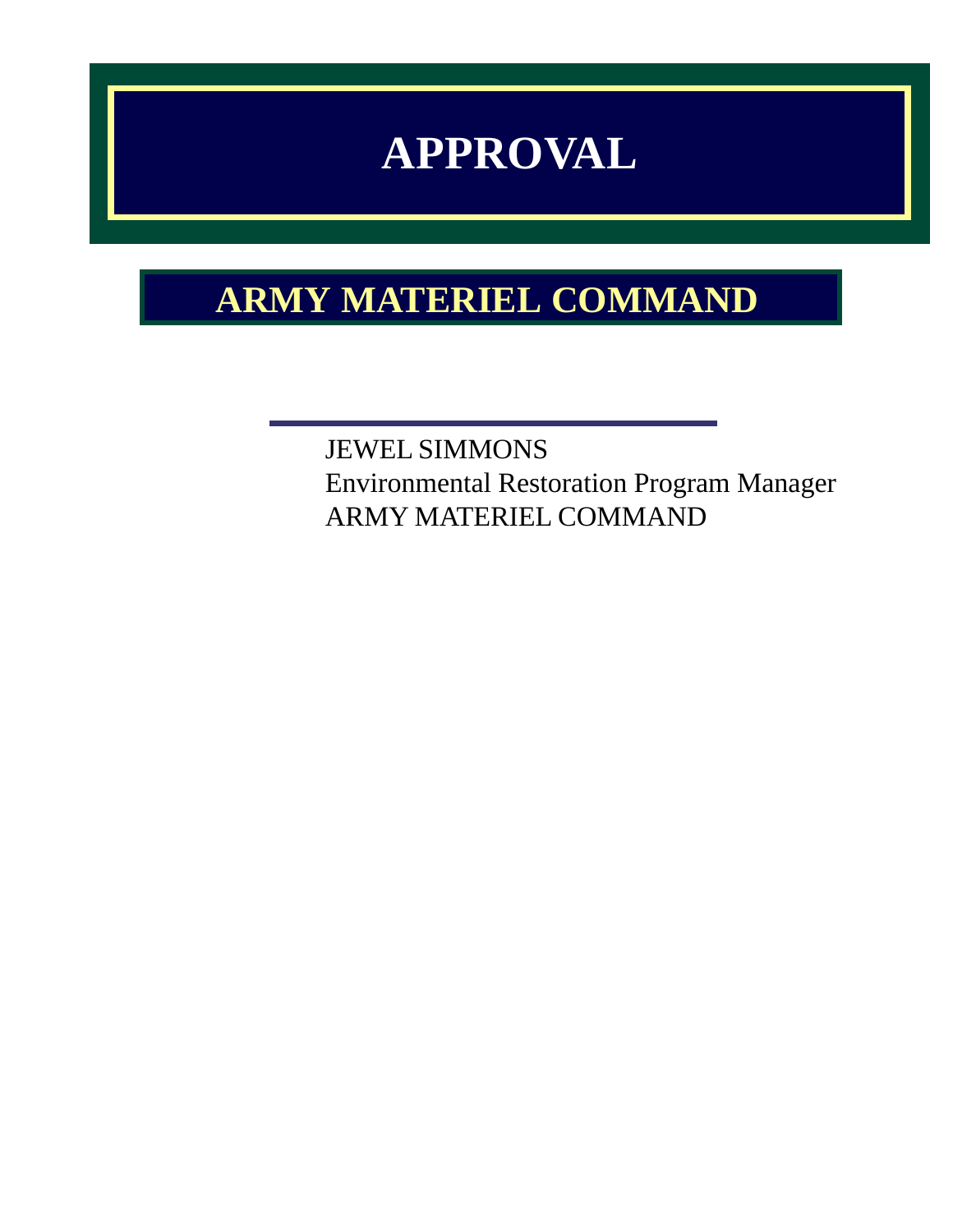# APPROVAL

## ARMY MATERIEL COMMAND

---

JEWEL SIMMONS
Environmental Restoration Program Manager
ARMY MATERIEL COMMAND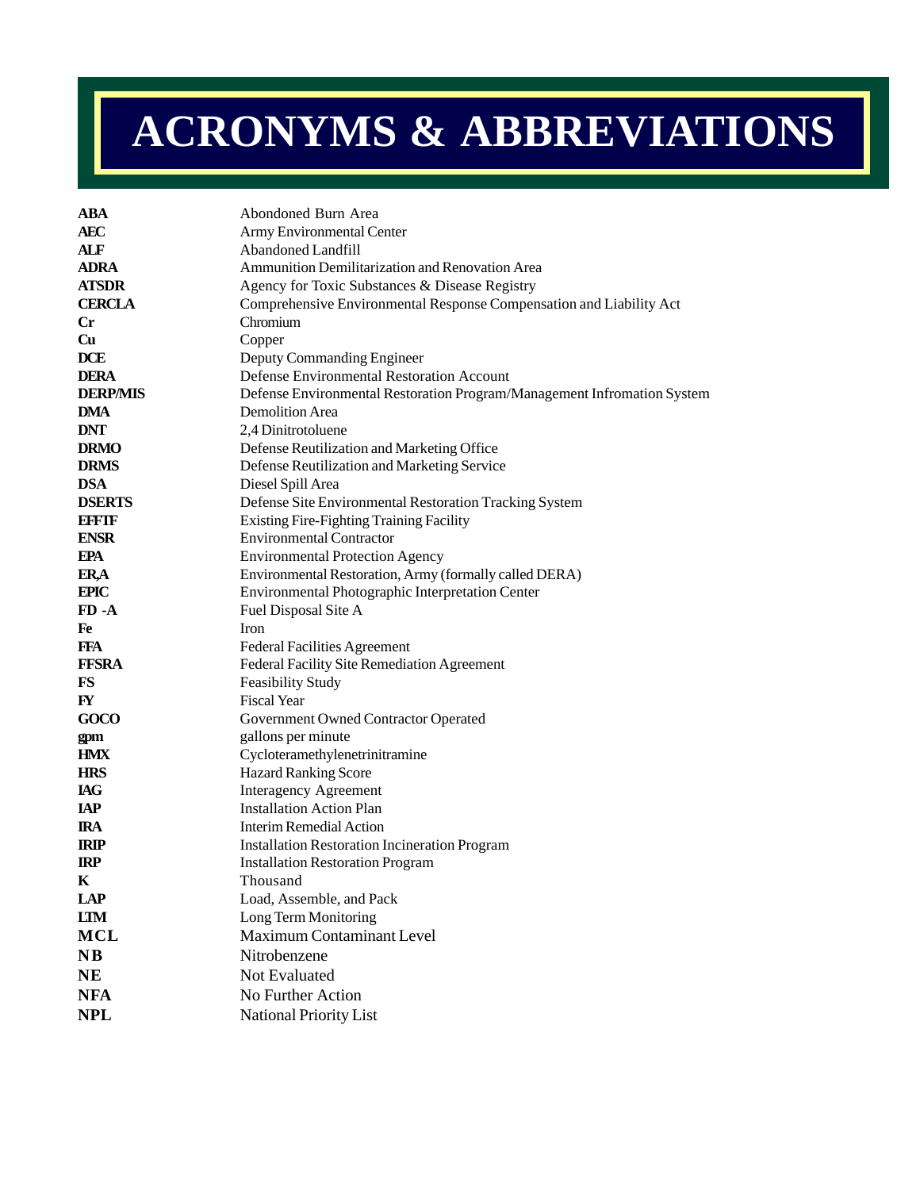# ACRONYMS & ABBREVIATIONS

| | |
|---|---|
| **ABA** | Abondoned Burn Area |
| **AEC** | Army Environmental Center |
| **ALF** | Abandoned Landfill |
| **ADRA** | Ammunition Demilitarization and Renovation Area |
| **ATSDR** | Agency for Toxic Substances & Disease Registry |
| **CERCLA** | Comprehensive Environmental Response Compensation and Liability Act |
| **Cr** | Chromium |
| **Cu** | Copper |
| **DCE** | Deputy Commanding Engineer |
| **DERA** | Defense Environmental Restoration Account |
| **DERP/MIS** | Defense Environmental Restoration Program/Management Infromation System |
| **DMA** | Demolition Area |
| **DNT** | 2,4 Dinitrotoluene |
| **DRMO** | Defense Reutilization and Marketing Office |
| **DRMS** | Defense Reutilization and Marketing Service |
| **DSA** | Diesel Spill Area |
| **DSERTS** | Defense Site Environmental Restoration Tracking System |
| **EFFTF** | Existing Fire-Fighting Training Facility |
| **ENSR** | Environmental Contractor |
| **EPA** | Environmental Protection Agency |
| **ER,A** | Environmental Restoration, Army (formally called DERA) |
| **EPIC** | Environmental Photographic Interpretation Center |
| **FD -A** | Fuel Disposal Site A |
| **Fe** | Iron |
| **FFA** | Federal Facilities Agreement |
| **FFSRA** | Federal Facility Site Remediation Agreement |
| **FS** | Feasibility Study |
| **FY** | Fiscal Year |
| **GOCO** | Government Owned Contractor Operated |
| **gpm** | gallons per minute |
| **HMX** | Cycloteramethylenetrinitramine |
| **HRS** | Hazard Ranking Score |
| **IAG** | Interagency Agreement |
| **IAP** | Installation Action Plan |
| **IRA** | Interim Remedial Action |
| **IRIP** | Installation Restoration Incineration Program |
| **IRP** | Installation Restoration Program |
| **K** | Thousand |
| **LAP** | Load, Assemble, and Pack |
| **LTM** | Long Term Monitoring |
| **MCL** | Maximum Contaminant Level |
| **NB** | Nitrobenzene |
| **NE** | Not Evaluated |
| **NFA** | No Further Action |
| **NPL** | National Priority List |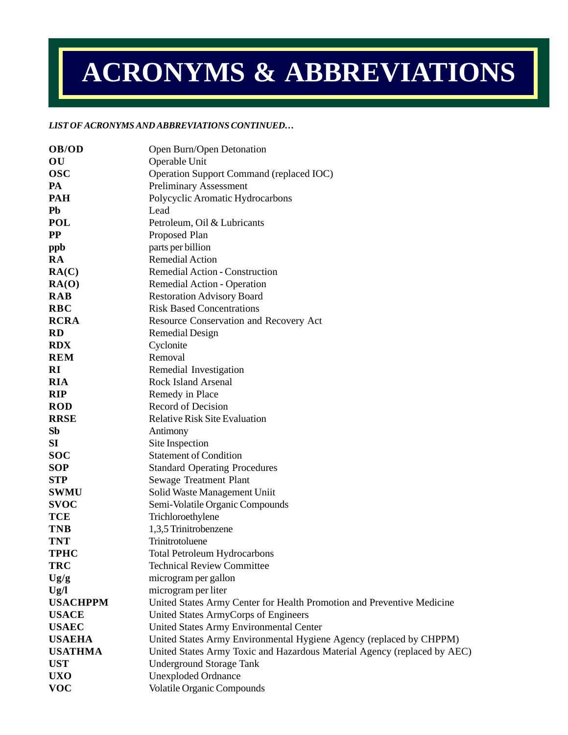# ACRONYMS & ABBREVIATIONS

***LIST OF ACRONYMS AND ABBREVIATIONS CONTINUED…***

| | |
|---|---|
| **OB/OD** | Open Burn/Open Detonation |
| **OU** | Operable Unit |
| **OSC** | Operation Support Command (replaced IOC) |
| **PA** | Preliminary Assessment |
| **PAH** | Polycyclic Aromatic Hydrocarbons |
| **Pb** | Lead |
| **POL** | Petroleum, Oil & Lubricants |
| **PP** | Proposed Plan |
| **ppb** | parts per billion |
| **RA** | Remedial Action |
| **RA(C)** | Remedial Action - Construction |
| **RA(O)** | Remedial Action - Operation |
| **RAB** | Restoration Advisory Board |
| **RBC** | Risk Based Concentrations |
| **RCRA** | Resource Conservation and Recovery Act |
| **RD** | Remedial Design |
| **RDX** | Cyclonite |
| **REM** | Removal |
| **RI** | Remedial Investigation |
| **RIA** | Rock Island Arsenal |
| **RIP** | Remedy in Place |
| **ROD** | Record of Decision |
| **RRSE** | Relative Risk Site Evaluation |
| **Sb** | Antimony |
| **SI** | Site Inspection |
| **SOC** | Statement of Condition |
| **SOP** | Standard Operating Procedures |
| **STP** | Sewage Treatment Plant |
| **SWMU** | Solid Waste Management Uniit |
| **SVOC** | Semi-Volatile Organic Compounds |
| **TCE** | Trichloroethylene |
| **TNB** | 1,3,5 Trinitrobenzene |
| **TNT** | Trinitrotoluene |
| **TPHC** | Total Petroleum Hydrocarbons |
| **TRC** | Technical Review Committee |
| **Ug/g** | microgram per gallon |
| **Ug/l** | microgram per liter |
| **USACHPPM** | United States Army Center for Health Promotion and Preventive Medicine |
| **USACE** | United States ArmyCorps of Engineers |
| **USAEC** | United States Army Environmental Center |
| **USAEHA** | United States Army Environmental Hygiene Agency (replaced by CHPPM) |
| **USATHMA** | United States Army Toxic and Hazardous Material Agency (replaced by AEC) |
| **UST** | Underground Storage Tank |
| **UXO** | Unexploded Ordnance |
| **VOC** | Volatile Organic Compounds |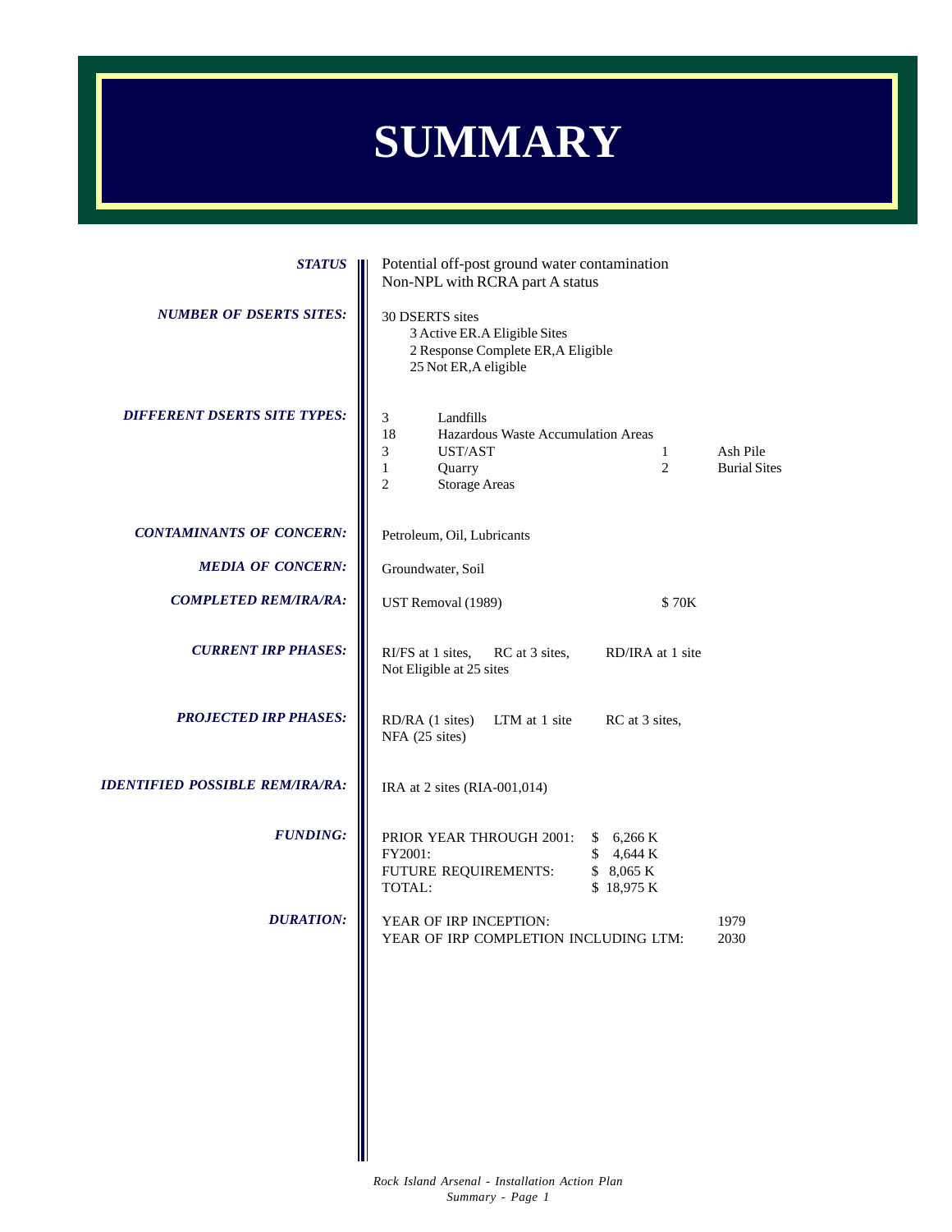# SUMMARY

***STATUS***

Potential off-post ground water contamination
Non-NPL with RCRA part A status

***NUMBER OF DSERTS SITES:***

30 DSERTS sites
- 3 Active ER.A Eligible Sites
- 2 Response Complete ER,A Eligible
- 25 Not ER,A eligible

***DIFFERENT DSERTS SITE TYPES:***

| | | | |
|---|---|---|---|
| 3 | Landfills | | |
| 18 | Hazardous Waste Accumulation Areas | | |
| 3 | UST/AST | 1 | Ash Pile |
| 1 | Quarry | 2 | Burial Sites |
| 2 | Storage Areas | | |

***CONTAMINANTS OF CONCERN:***

Petroleum, Oil, Lubricants

***MEDIA OF CONCERN:***

Groundwater, Soil

***COMPLETED REM/IRA/RA:***

UST Removal (1989) $ 70K

***CURRENT IRP PHASES:***

RI/FS at 1 sites, RC at 3 sites, RD/IRA at 1 site
Not Eligible at 25 sites

***PROJECTED IRP PHASES:***

RD/RA (1 sites) LTM at 1 site RC at 3 sites,
NFA (25 sites)

***IDENTIFIED POSSIBLE REM/IRA/RA:***

IRA at 2 sites (RIA-001,014)

***FUNDING:***

| | |
|---|---|
| PRIOR YEAR THROUGH 2001: | $ 6,266 K |
| FY2001: | $ 4,644 K |
| FUTURE REQUIREMENTS: | $ 8,065 K |
| TOTAL: | $ 18,975 K |

***DURATION:***

| | |
|---|---|
| YEAR OF IRP INCEPTION: | 1979 |
| YEAR OF IRP COMPLETION INCLUDING LTM: | 2030 |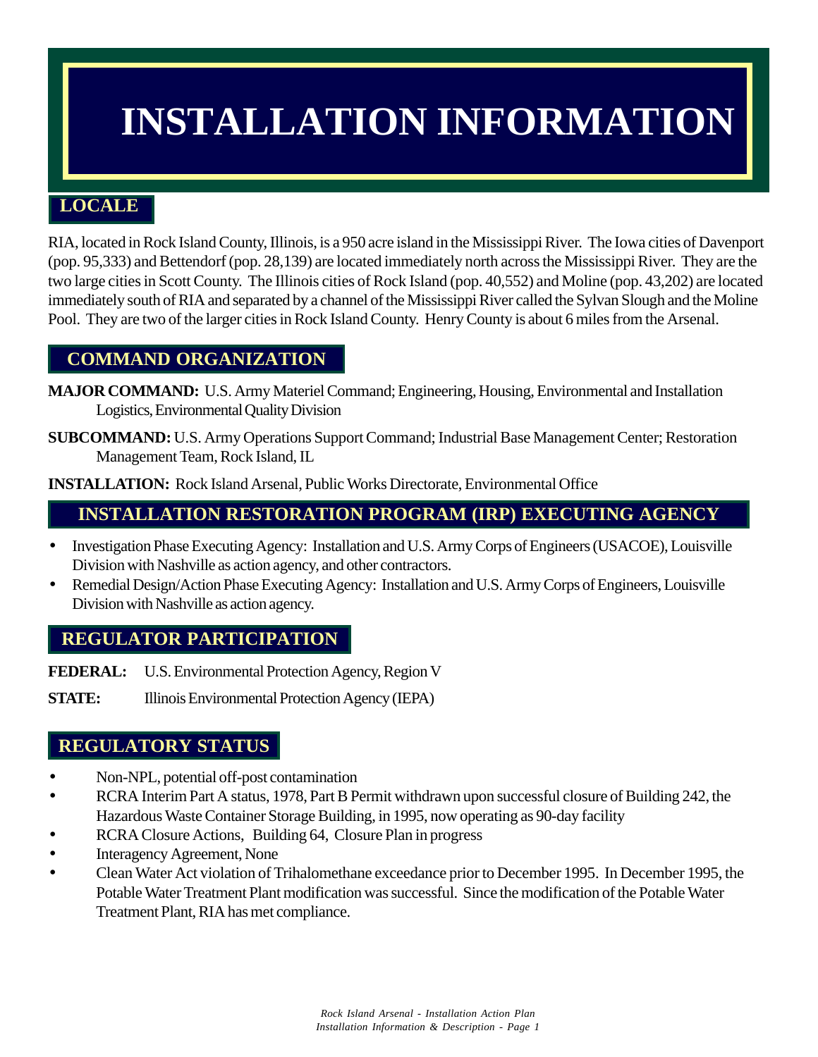# INSTALLATION INFORMATION

## LOCALE

RIA, located in Rock Island County, Illinois, is a 950 acre island in the Mississippi River. The Iowa cities of Davenport (pop. 95,333) and Bettendorf (pop. 28,139) are located immediately north across the Mississippi River. They are the two large cities in Scott County. The Illinois cities of Rock Island (pop. 40,552) and Moline (pop. 43,202) are located immediately south of RIA and separated by a channel of the Mississippi River called the Sylvan Slough and the Moline Pool. They are two of the larger cities in Rock Island County. Henry County is about 6 miles from the Arsenal.

## COMMAND ORGANIZATION

**MAJOR COMMAND:** U.S. Army Materiel Command; Engineering, Housing, Environmental and Installation Logistics, Environmental Quality Division

**SUBCOMMAND:** U.S. Army Operations Support Command; Industrial Base Management Center; Restoration Management Team, Rock Island, IL

**INSTALLATION:** Rock Island Arsenal, Public Works Directorate, Environmental Office

## INSTALLATION RESTORATION PROGRAM (IRP) EXECUTING AGENCY

- Investigation Phase Executing Agency: Installation and U.S. Army Corps of Engineers (USACOE), Louisville Division with Nashville as action agency, and other contractors.
- Remedial Design/Action Phase Executing Agency: Installation and U.S. Army Corps of Engineers, Louisville Division with Nashville as action agency.

## REGULATOR PARTICIPATION

**FEDERAL:** U.S. Environmental Protection Agency, Region V

**STATE:** Illinois Environmental Protection Agency (IEPA)

## REGULATORY STATUS

- Non-NPL, potential off-post contamination
- RCRA Interim Part A status, 1978, Part B Permit withdrawn upon successful closure of Building 242, the Hazardous Waste Container Storage Building, in 1995, now operating as 90-day facility
- RCRA Closure Actions, Building 64, Closure Plan in progress
- Interagency Agreement, None
- Clean Water Act violation of Trihalomethane exceedance prior to December 1995. In December 1995, the Potable Water Treatment Plant modification was successful. Since the modification of the Potable Water Treatment Plant, RIA has met compliance.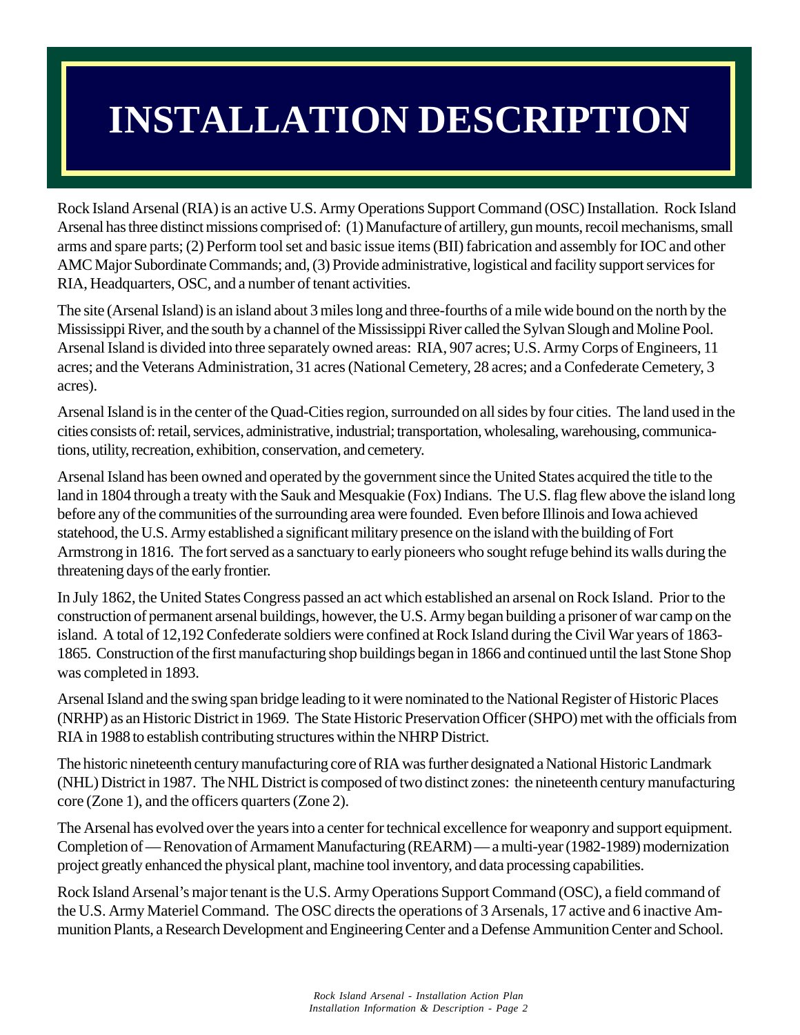# INSTALLATION DESCRIPTION

Rock Island Arsenal (RIA) is an active U.S. Army Operations Support Command (OSC) Installation. Rock Island Arsenal has three distinct missions comprised of: (1) Manufacture of artillery, gun mounts, recoil mechanisms, small arms and spare parts; (2) Perform tool set and basic issue items (BII) fabrication and assembly for IOC and other AMC Major Subordinate Commands; and, (3) Provide administrative, logistical and facility support services for RIA, Headquarters, OSC, and a number of tenant activities.

The site (Arsenal Island) is an island about 3 miles long and three-fourths of a mile wide bound on the north by the Mississippi River, and the south by a channel of the Mississippi River called the Sylvan Slough and Moline Pool. Arsenal Island is divided into three separately owned areas: RIA, 907 acres; U.S. Army Corps of Engineers, 11 acres; and the Veterans Administration, 31 acres (National Cemetery, 28 acres; and a Confederate Cemetery, 3 acres).

Arsenal Island is in the center of the Quad-Cities region, surrounded on all sides by four cities. The land used in the cities consists of: retail, services, administrative, industrial; transportation, wholesaling, warehousing, communications, utility, recreation, exhibition, conservation, and cemetery.

Arsenal Island has been owned and operated by the government since the United States acquired the title to the land in 1804 through a treaty with the Sauk and Mesquakie (Fox) Indians. The U.S. flag flew above the island long before any of the communities of the surrounding area were founded. Even before Illinois and Iowa achieved statehood, the U.S. Army established a significant military presence on the island with the building of Fort Armstrong in 1816. The fort served as a sanctuary to early pioneers who sought refuge behind its walls during the threatening days of the early frontier.

In July 1862, the United States Congress passed an act which established an arsenal on Rock Island. Prior to the construction of permanent arsenal buildings, however, the U.S. Army began building a prisoner of war camp on the island. A total of 12,192 Confederate soldiers were confined at Rock Island during the Civil War years of 1863-1865. Construction of the first manufacturing shop buildings began in 1866 and continued until the last Stone Shop was completed in 1893.

Arsenal Island and the swing span bridge leading to it were nominated to the National Register of Historic Places (NRHP) as an Historic District in 1969. The State Historic Preservation Officer (SHPO) met with the officials from RIA in 1988 to establish contributing structures within the NHRP District.

The historic nineteenth century manufacturing core of RIA was further designated a National Historic Landmark (NHL) District in 1987. The NHL District is composed of two distinct zones: the nineteenth century manufacturing core (Zone 1), and the officers quarters (Zone 2).

The Arsenal has evolved over the years into a center for technical excellence for weaponry and support equipment. Completion of — Renovation of Armament Manufacturing (REARM) — a multi-year (1982-1989) modernization project greatly enhanced the physical plant, machine tool inventory, and data processing capabilities.

Rock Island Arsenal's major tenant is the U.S. Army Operations Support Command (OSC), a field command of the U.S. Army Materiel Command. The OSC directs the operations of 3 Arsenals, 17 active and 6 inactive Ammunition Plants, a Research Development and Engineering Center and a Defense Ammunition Center and School.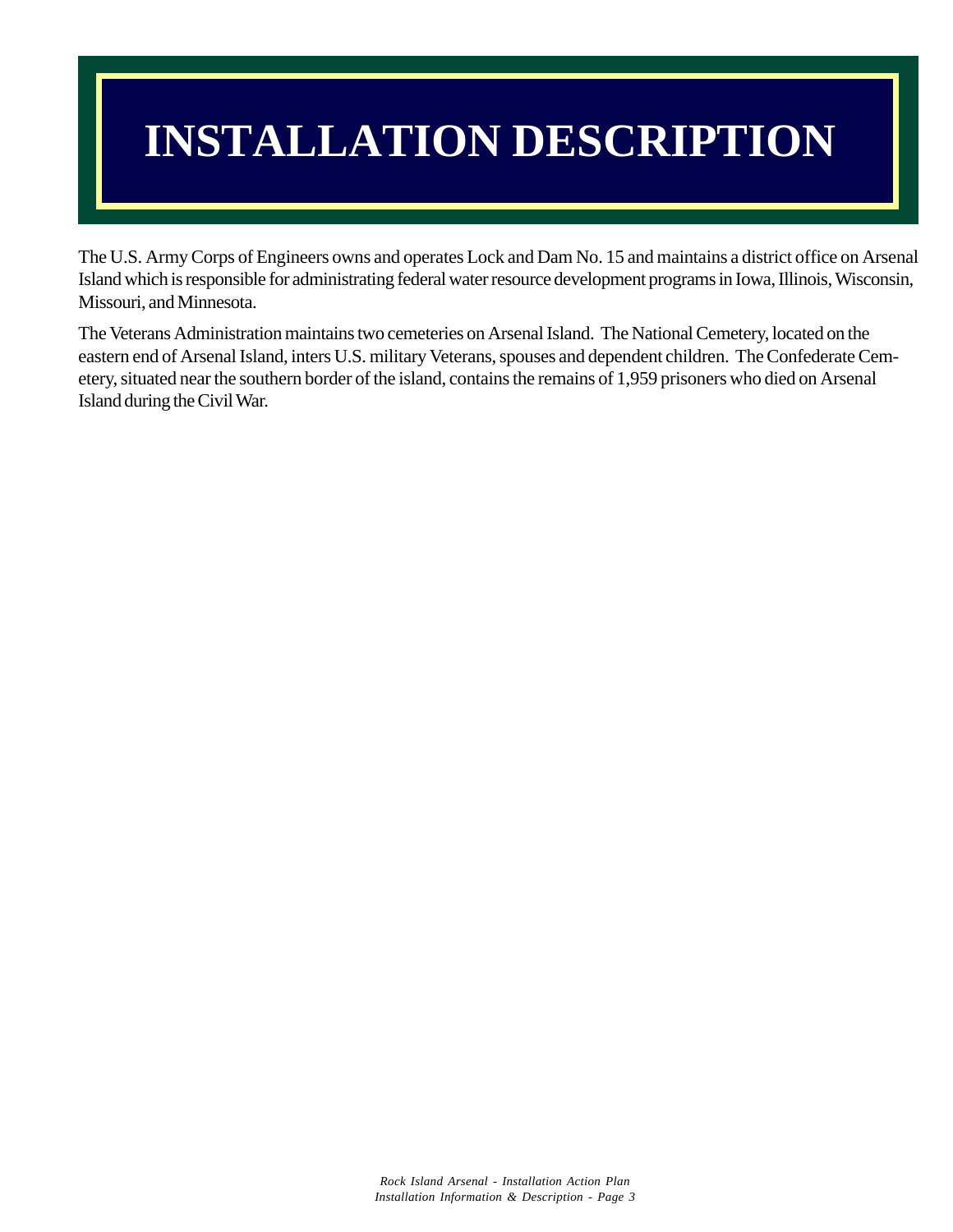# INSTALLATION DESCRIPTION

The U.S. Army Corps of Engineers owns and operates Lock and Dam No. 15 and maintains a district office on Arsenal Island which is responsible for administrating federal water resource development programs in Iowa, Illinois, Wisconsin, Missouri, and Minnesota.

The Veterans Administration maintains two cemeteries on Arsenal Island. The National Cemetery, located on the eastern end of Arsenal Island, inters U.S. military Veterans, spouses and dependent children. The Confederate Cemetery, situated near the southern border of the island, contains the remains of 1,959 prisoners who died on Arsenal Island during the Civil War.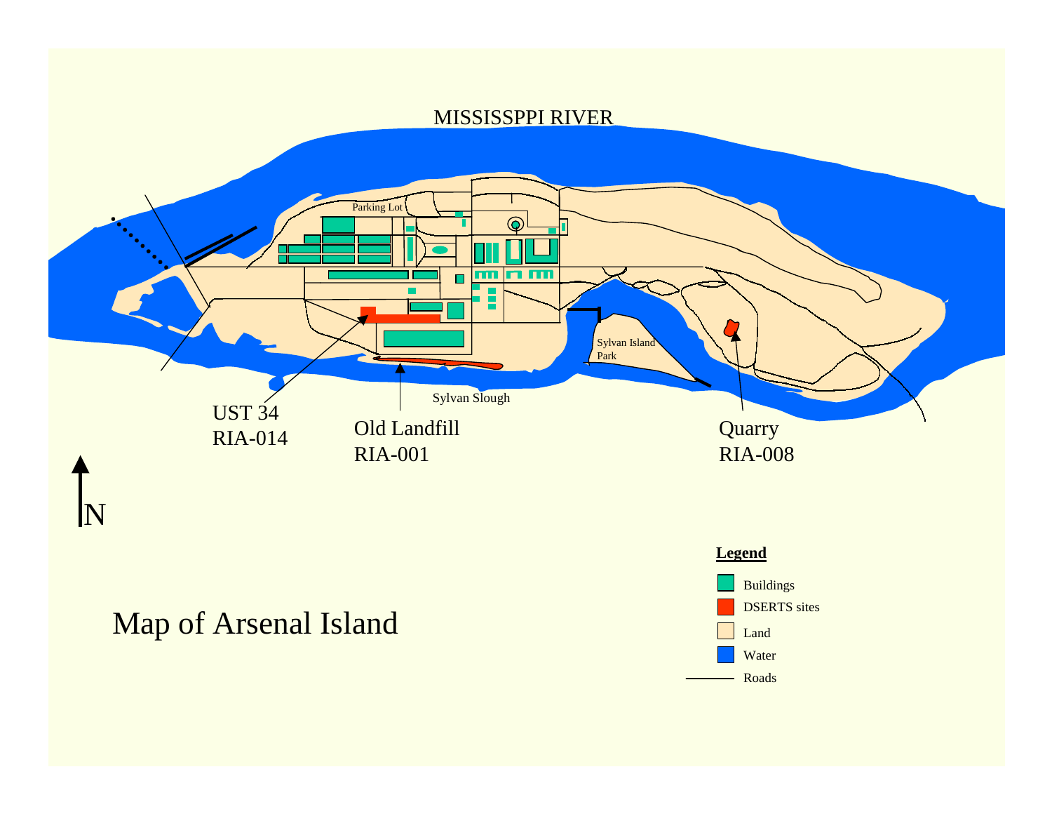MISSISSPPI RIVER

Parking Lot

Sylvan Island Park

Sylvan Slough

UST 34
RIA-014

Old Landfill
RIA-001

Quarry
RIA-008

N

# Map of Arsenal Island

**Legend**

- Buildings
- DSERTS sites
- Land
- Water
- Roads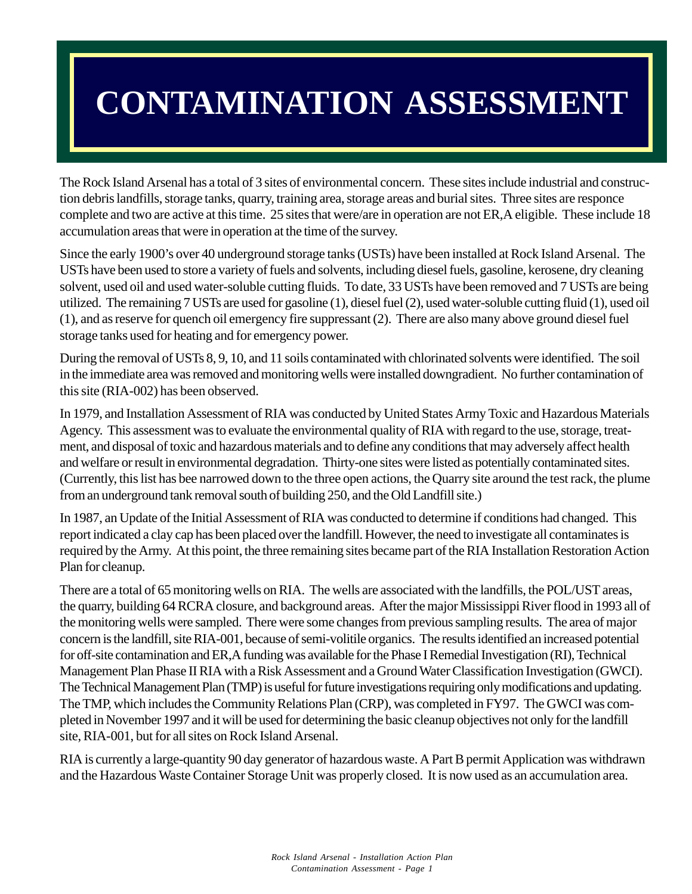# CONTAMINATION ASSESSMENT

The Rock Island Arsenal has a total of 3 sites of environmental concern. These sites include industrial and construction debris landfills, storage tanks, quarry, training area, storage areas and burial sites. Three sites are responce complete and two are active at this time. 25 sites that were/are in operation are not ER,A eligible. These include 18 accumulation areas that were in operation at the time of the survey.

Since the early 1900's over 40 underground storage tanks (USTs) have been installed at Rock Island Arsenal. The USTs have been used to store a variety of fuels and solvents, including diesel fuels, gasoline, kerosene, dry cleaning solvent, used oil and used water-soluble cutting fluids. To date, 33 USTs have been removed and 7 USTs are being utilized. The remaining 7 USTs are used for gasoline (1), diesel fuel (2), used water-soluble cutting fluid (1), used oil (1), and as reserve for quench oil emergency fire suppressant (2). There are also many above ground diesel fuel storage tanks used for heating and for emergency power.

During the removal of USTs 8, 9, 10, and 11 soils contaminated with chlorinated solvents were identified. The soil in the immediate area was removed and monitoring wells were installed downgradient. No further contamination of this site (RIA-002) has been observed.

In 1979, and Installation Assessment of RIA was conducted by United States Army Toxic and Hazardous Materials Agency. This assessment was to evaluate the environmental quality of RIA with regard to the use, storage, treatment, and disposal of toxic and hazardous materials and to define any conditions that may adversely affect health and welfare or result in environmental degradation. Thirty-one sites were listed as potentially contaminated sites. (Currently, this list has bee narrowed down to the three open actions, the Quarry site around the test rack, the plume from an underground tank removal south of building 250, and the Old Landfill site.)

In 1987, an Update of the Initial Assessment of RIA was conducted to determine if conditions had changed. This report indicated a clay cap has been placed over the landfill. However, the need to investigate all contaminates is required by the Army. At this point, the three remaining sites became part of the RIA Installation Restoration Action Plan for cleanup.

There are a total of 65 monitoring wells on RIA. The wells are associated with the landfills, the POL/UST areas, the quarry, building 64 RCRA closure, and background areas. After the major Mississippi River flood in 1993 all of the monitoring wells were sampled. There were some changes from previous sampling results. The area of major concern is the landfill, site RIA-001, because of semi-volitile organics. The results identified an increased potential for off-site contamination and ER,A funding was available for the Phase I Remedial Investigation (RI), Technical Management Plan Phase II RIA with a Risk Assessment and a Ground Water Classification Investigation (GWCI). The Technical Management Plan (TMP) is useful for future investigations requiring only modifications and updating. The TMP, which includes the Community Relations Plan (CRP), was completed in FY97. The GWCI was completed in November 1997 and it will be used for determining the basic cleanup objectives not only for the landfill site, RIA-001, but for all sites on Rock Island Arsenal.

RIA is currently a large-quantity 90 day generator of hazardous waste. A Part B permit Application was withdrawn and the Hazardous Waste Container Storage Unit was properly closed. It is now used as an accumulation area.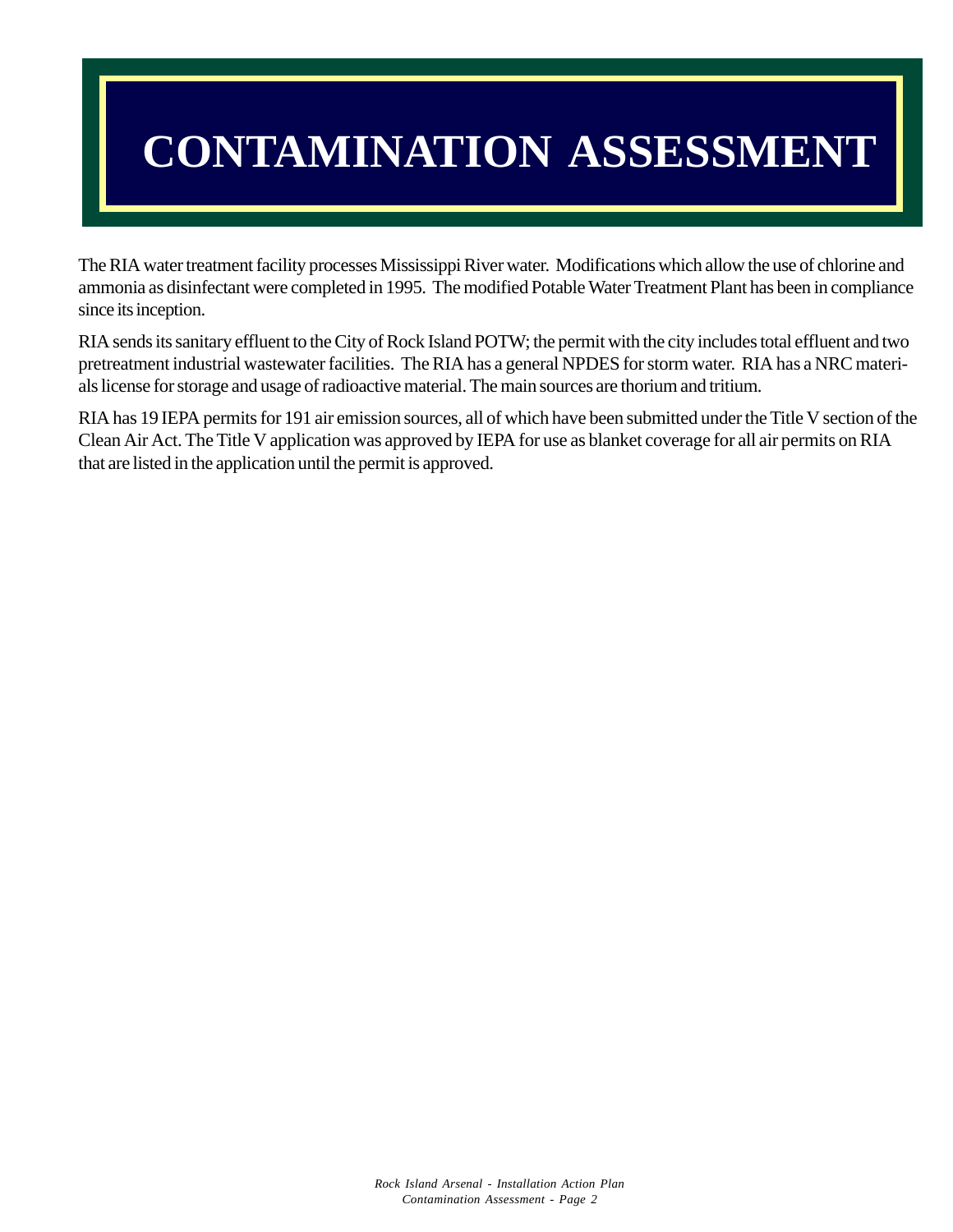# CONTAMINATION ASSESSMENT

The RIA water treatment facility processes Mississippi River water. Modifications which allow the use of chlorine and ammonia as disinfectant were completed in 1995. The modified Potable Water Treatment Plant has been in compliance since its inception.

RIA sends its sanitary effluent to the City of Rock Island POTW; the permit with the city includes total effluent and two pretreatment industrial wastewater facilities. The RIA has a general NPDES for storm water. RIA has a NRC materials license for storage and usage of radioactive material. The main sources are thorium and tritium.

RIA has 19 IEPA permits for 191 air emission sources, all of which have been submitted under the Title V section of the Clean Air Act. The Title V application was approved by IEPA for use as blanket coverage for all air permits on RIA that are listed in the application until the permit is approved.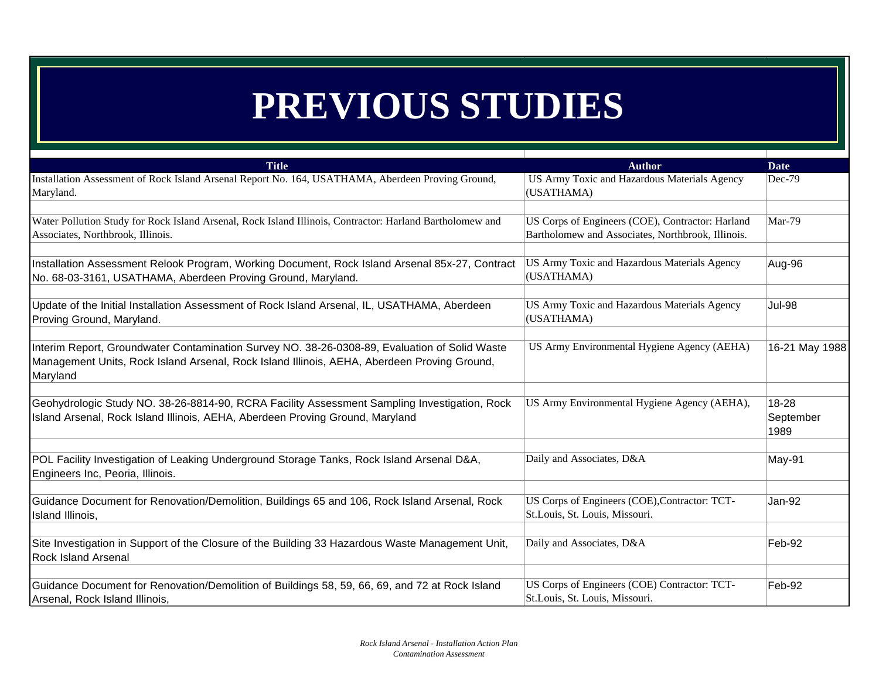# PREVIOUS STUDIES

| Title | Author | Date |
|---|---|---|
| Installation Assessment of Rock Island Arsenal Report No. 164, USATHAMA, Aberdeen Proving Ground, Maryland. | US Army Toxic and Hazardous Materials Agency (USATHAMA) | Dec-79 |
| Water Pollution Study for Rock Island Arsenal, Rock Island Illinois, Contractor: Harland Bartholomew and Associates, Northbrook, Illinois. | US Corps of Engineers (COE), Contractor: Harland Bartholomew and Associates, Northbrook, Illinois. | Mar-79 |
| Installation Assessment Relook Program, Working Document, Rock Island Arsenal 85x-27, Contract No. 68-03-3161, USATHAMA, Aberdeen Proving Ground, Maryland. | US Army Toxic and Hazardous Materials Agency (USATHAMA) | Aug-96 |
| Update of the Initial Installation Assessment of Rock Island Arsenal, IL, USATHAMA, Aberdeen Proving Ground, Maryland. | US Army Toxic and Hazardous Materials Agency (USATHAMA) | Jul-98 |
| Interim Report, Groundwater Contamination Survey NO. 38-26-0308-89, Evaluation of Solid Waste Management Units, Rock Island Arsenal, Rock Island Illinois, AEHA, Aberdeen Proving Ground, Maryland | US Army Environmental Hygiene Agency (AEHA) | 16-21 May 1988 |
| Geohydrologic Study NO. 38-26-8814-90, RCRA Facility Assessment Sampling Investigation, Rock Island Arsenal, Rock Island Illinois, AEHA, Aberdeen Proving Ground, Maryland | US Army Environmental Hygiene Agency (AEHA), | 18-28 September 1989 |
| POL Facility Investigation of Leaking Underground Storage Tanks, Rock Island Arsenal D&A, Engineers Inc, Peoria, Illinois. | Daily and Associates, D&A | May-91 |
| Guidance Document for Renovation/Demolition, Buildings 65 and 106, Rock Island Arsenal, Rock Island Illinois, | US Corps of Engineers (COE),Contractor: TCT-St.Louis, St. Louis, Missouri. | Jan-92 |
| Site Investigation in Support of the Closure of the Building 33 Hazardous Waste Management Unit, Rock Island Arsenal | Daily and Associates, D&A | Feb-92 |
| Guidance Document for Renovation/Demolition of Buildings 58, 59, 66, 69, and 72 at Rock Island Arsenal, Rock Island Illinois, | US Corps of Engineers (COE) Contractor: TCT-St.Louis, St. Louis, Missouri. | Feb-92 |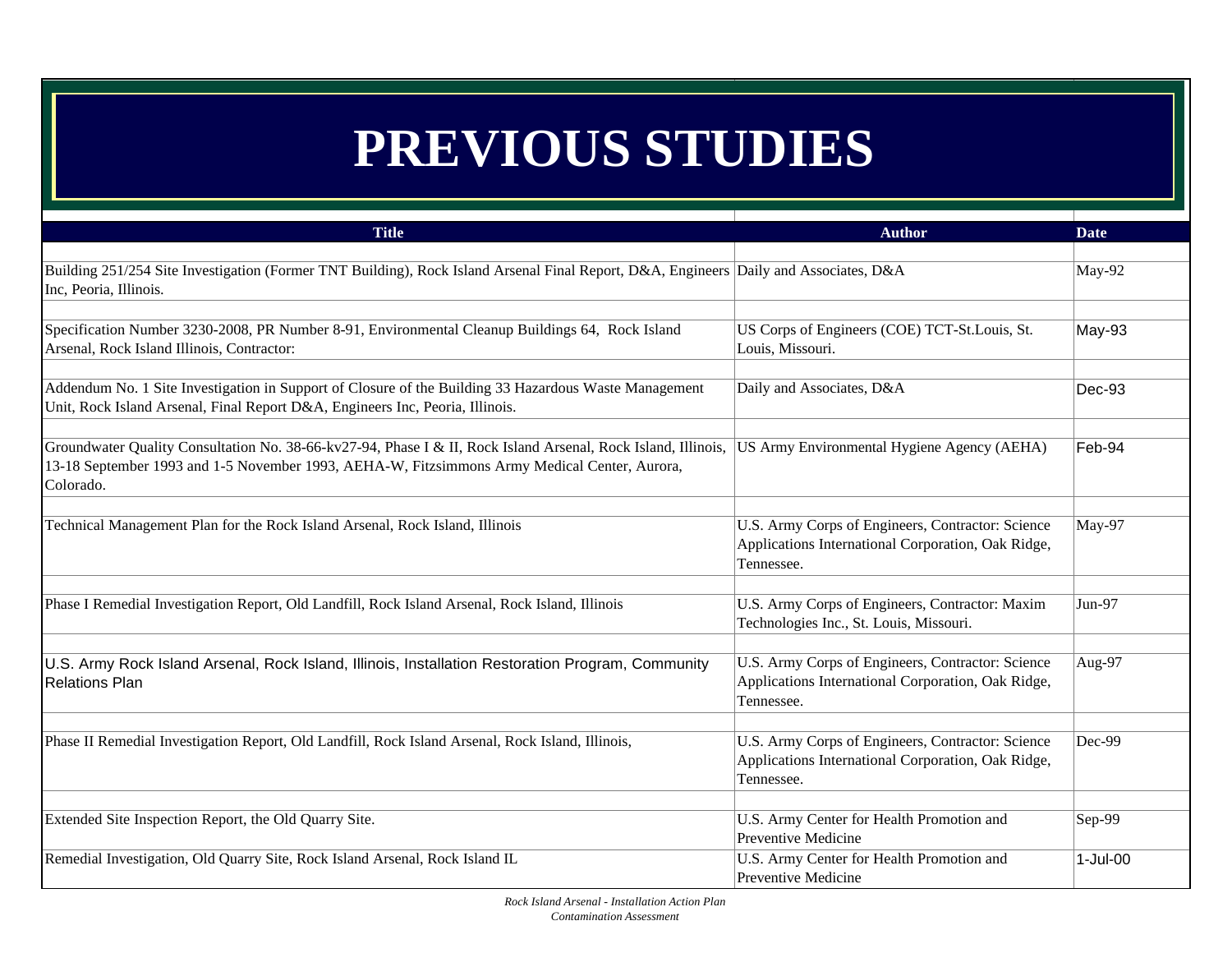# PREVIOUS STUDIES

| Title | Author | Date |
|---|---|---|
| Building 251/254 Site Investigation (Former TNT Building), Rock Island Arsenal Final Report, D&A, Engineers Inc, Peoria, Illinois. | Daily and Associates, D&A | May-92 |
| Specification Number 3230-2008, PR Number 8-91, Environmental Cleanup Buildings 64, Rock Island Arsenal, Rock Island Illinois, Contractor: | US Corps of Engineers (COE) TCT-St.Louis, St. Louis, Missouri. | May-93 |
| Addendum No. 1 Site Investigation in Support of Closure of the Building 33 Hazardous Waste Management Unit, Rock Island Arsenal, Final Report D&A, Engineers Inc, Peoria, Illinois. | Daily and Associates, D&A | Dec-93 |
| Groundwater Quality Consultation No. 38-66-kv27-94, Phase I & II, Rock Island Arsenal, Rock Island, Illinois, 13-18 September 1993 and 1-5 November 1993, AEHA-W, Fitzsimmons Army Medical Center, Aurora, Colorado. | US Army Environmental Hygiene Agency (AEHA) | Feb-94 |
| Technical Management Plan for the Rock Island Arsenal, Rock Island, Illinois | U.S. Army Corps of Engineers, Contractor: Science Applications International Corporation, Oak Ridge, Tennessee. | May-97 |
| Phase I Remedial Investigation Report, Old Landfill, Rock Island Arsenal, Rock Island, Illinois | U.S. Army Corps of Engineers, Contractor: Maxim Technologies Inc., St. Louis, Missouri. | Jun-97 |
| U.S. Army Rock Island Arsenal, Rock Island, Illinois, Installation Restoration Program, Community Relations Plan | U.S. Army Corps of Engineers, Contractor: Science Applications International Corporation, Oak Ridge, Tennessee. | Aug-97 |
| Phase II Remedial Investigation Report, Old Landfill, Rock Island Arsenal, Rock Island, Illinois, | U.S. Army Corps of Engineers, Contractor: Science Applications International Corporation, Oak Ridge, Tennessee. | Dec-99 |
| Extended Site Inspection Report, the Old Quarry Site. | U.S. Army Center for Health Promotion and Preventive Medicine | Sep-99 |
| Remedial Investigation, Old Quarry Site, Rock Island Arsenal, Rock Island IL | U.S. Army Center for Health Promotion and Preventive Medicine | 1-Jul-00 |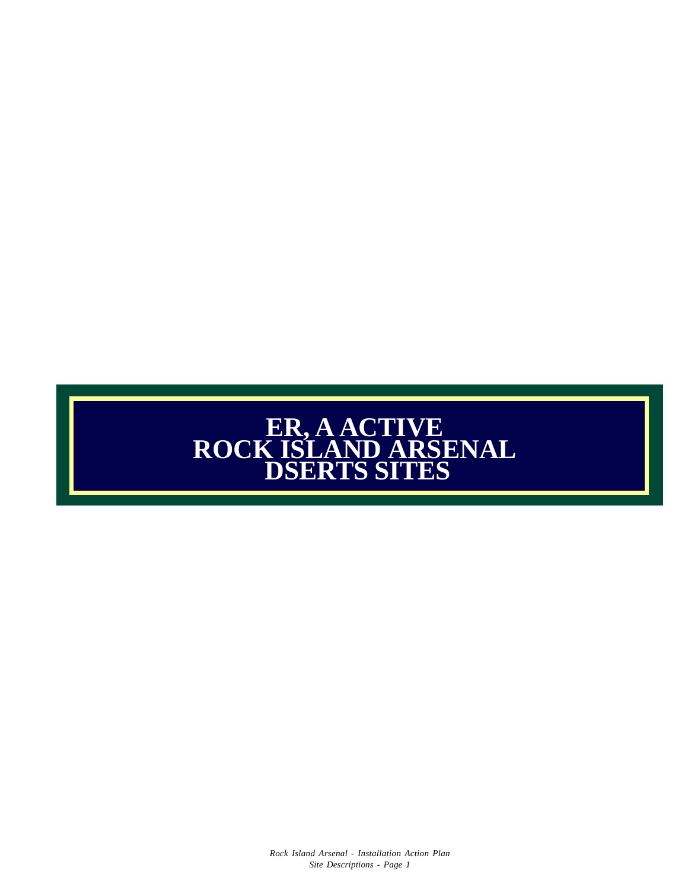# ER, A ACTIVE
# ROCK ISLAND ARSENAL
# DSERTS SITES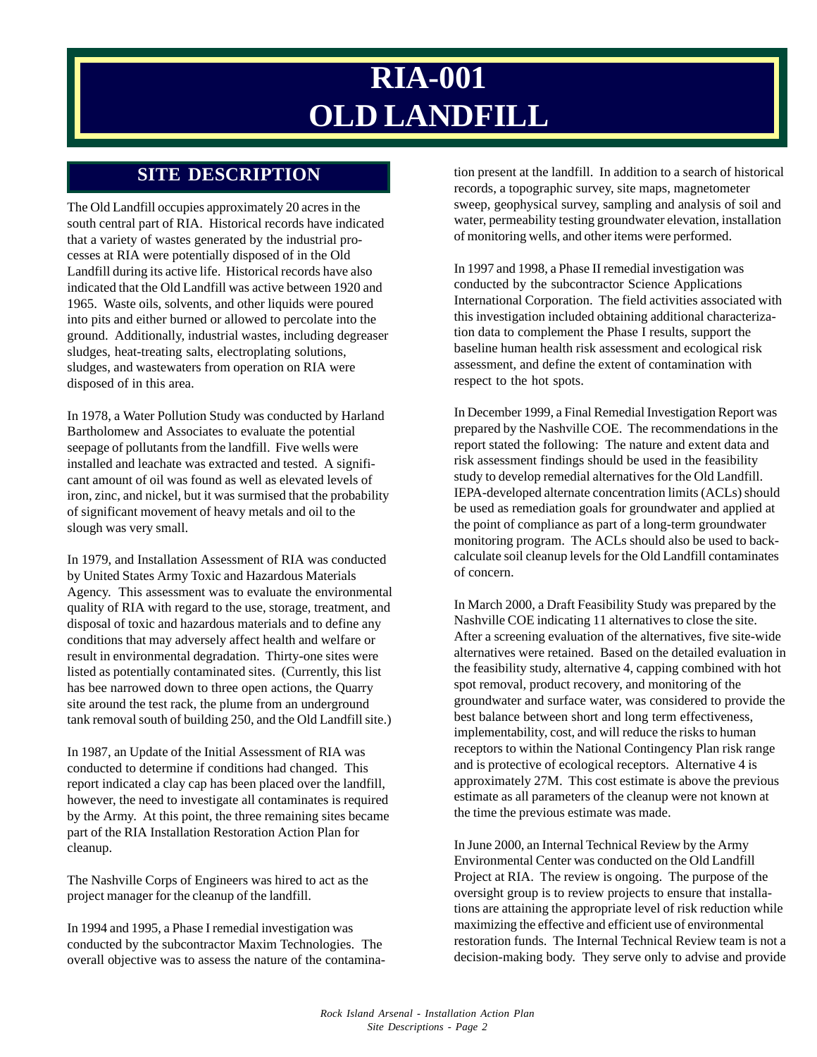# RIA-001
# OLD LANDFILL

## SITE DESCRIPTION

The Old Landfill occupies approximately 20 acres in the south central part of RIA. Historical records have indicated that a variety of wastes generated by the industrial processes at RIA were potentially disposed of in the Old Landfill during its active life. Historical records have also indicated that the Old Landfill was active between 1920 and 1965. Waste oils, solvents, and other liquids were poured into pits and either burned or allowed to percolate into the ground. Additionally, industrial wastes, including degreaser sludges, heat-treating salts, electroplating solutions, sludges, and wastewaters from operation on RIA were disposed of in this area.

In 1978, a Water Pollution Study was conducted by Harland Bartholomew and Associates to evaluate the potential seepage of pollutants from the landfill. Five wells were installed and leachate was extracted and tested. A significant amount of oil was found as well as elevated levels of iron, zinc, and nickel, but it was surmised that the probability of significant movement of heavy metals and oil to the slough was very small.

In 1979, and Installation Assessment of RIA was conducted by United States Army Toxic and Hazardous Materials Agency. This assessment was to evaluate the environmental quality of RIA with regard to the use, storage, treatment, and disposal of toxic and hazardous materials and to define any conditions that may adversely affect health and welfare or result in environmental degradation. Thirty-one sites were listed as potentially contaminated sites. (Currently, this list has bee narrowed down to three open actions, the Quarry site around the test rack, the plume from an underground tank removal south of building 250, and the Old Landfill site.)

In 1987, an Update of the Initial Assessment of RIA was conducted to determine if conditions had changed. This report indicated a clay cap has been placed over the landfill, however, the need to investigate all contaminates is required by the Army. At this point, the three remaining sites became part of the RIA Installation Restoration Action Plan for cleanup.

The Nashville Corps of Engineers was hired to act as the project manager for the cleanup of the landfill.

In 1994 and 1995, a Phase I remedial investigation was conducted by the subcontractor Maxim Technologies. The overall objective was to assess the nature of the contamination present at the landfill. In addition to a search of historical records, a topographic survey, site maps, magnetometer sweep, geophysical survey, sampling and analysis of soil and water, permeability testing groundwater elevation, installation of monitoring wells, and other items were performed.

In 1997 and 1998, a Phase II remedial investigation was conducted by the subcontractor Science Applications International Corporation. The field activities associated with this investigation included obtaining additional characterization data to complement the Phase I results, support the baseline human health risk assessment and ecological risk assessment, and define the extent of contamination with respect to the hot spots.

In December 1999, a Final Remedial Investigation Report was prepared by the Nashville COE. The recommendations in the report stated the following: The nature and extent data and risk assessment findings should be used in the feasibility study to develop remedial alternatives for the Old Landfill. IEPA-developed alternate concentration limits (ACLs) should be used as remediation goals for groundwater and applied at the point of compliance as part of a long-term groundwater monitoring program. The ACLs should also be used to back-calculate soil cleanup levels for the Old Landfill contaminates of concern.

In March 2000, a Draft Feasibility Study was prepared by the Nashville COE indicating 11 alternatives to close the site. After a screening evaluation of the alternatives, five site-wide alternatives were retained. Based on the detailed evaluation in the feasibility study, alternative 4, capping combined with hot spot removal, product recovery, and monitoring of the groundwater and surface water, was considered to provide the best balance between short and long term effectiveness, implementability, cost, and will reduce the risks to human receptors to within the National Contingency Plan risk range and is protective of ecological receptors. Alternative 4 is approximately 27M. This cost estimate is above the previous estimate as all parameters of the cleanup were not known at the time the previous estimate was made.

In June 2000, an Internal Technical Review by the Army Environmental Center was conducted on the Old Landfill Project at RIA. The review is ongoing. The purpose of the oversight group is to review projects to ensure that installations are attaining the appropriate level of risk reduction while maximizing the effective and efficient use of environmental restoration funds. The Internal Technical Review team is not a decision-making body. They serve only to advise and provide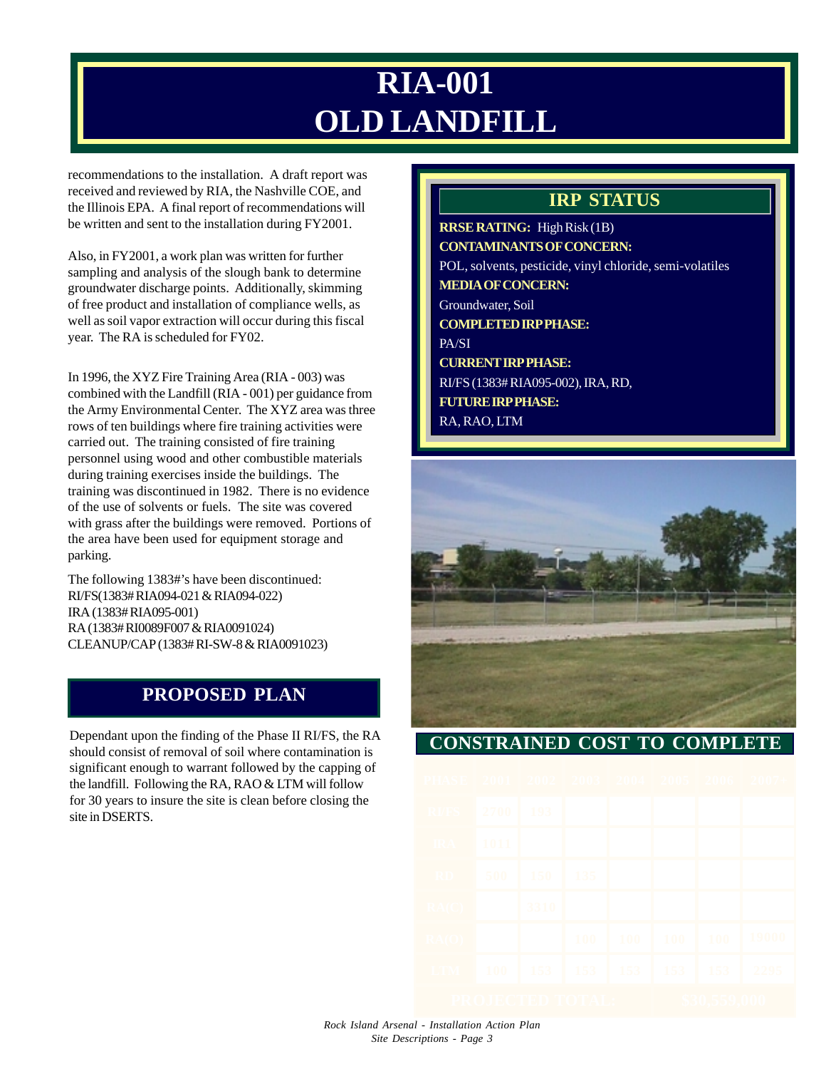# RIA-001
# OLD LANDFILL

recommendations to the installation. A draft report was received and reviewed by RIA, the Nashville COE, and the Illinois EPA. A final report of recommendations will be written and sent to the installation during FY2001.

Also, in FY2001, a work plan was written for further sampling and analysis of the slough bank to determine groundwater discharge points. Additionally, skimming of free product and installation of compliance wells, as well as soil vapor extraction will occur during this fiscal year. The RA is scheduled for FY02.

In 1996, the XYZ Fire Training Area (RIA - 003) was combined with the Landfill (RIA - 001) per guidance from the Army Environmental Center. The XYZ area was three rows of ten buildings where fire training activities were carried out. The training consisted of fire training personnel using wood and other combustible materials during training exercises inside the buildings. The training was discontinued in 1982. There is no evidence of the use of solvents or fuels. The site was covered with grass after the buildings were removed. Portions of the area have been used for equipment storage and parking.

The following 1383#'s have been discontinued:
RI/FS(1383# RIA094-021 & RIA094-022)
IRA (1383# RIA095-001)
RA (1383# RI0089F007 & RIA0091024)
CLEANUP/CAP (1383# RI-SW-8 & RIA0091023)

## PROPOSED PLAN

Dependant upon the finding of the Phase II RI/FS, the RA should consist of removal of soil where contamination is significant enough to warrant followed by the capping of the landfill. Following the RA, RAO & LTM will follow for 30 years to insure the site is clean before closing the site in DSERTS.

## IRP STATUS

**RRSE RATING:** High Risk (1B)

**CONTAMINANTS OF CONCERN:**
POL, solvents, pesticide, vinyl chloride, semi-volatiles

**MEDIA OF CONCERN:**
Groundwater, Soil

**COMPLETED IRP PHASE:**
PA/SI

**CURRENT IRP PHASE:**
RI/FS (1383# RIA095-002), IRA, RD,

**FUTURE IRP PHASE:**
RA, RAO, LTM

## CONSTRAINED COST TO COMPLETE

| PHASE | 2001 | 2002 | 2003 | 2004 | 2005 | 2006 | 2007+ |
|---|---|---|---|---|---|---|---|
| RI/FS | 2700 | 193 | | | | | |
| IRA | 1011 | | | | | | |
| RD | 500 | 150 | 135 | | | | |
| RA(C) | | 3410 | | | | | |
| RA(O) | | | 100 | 100 | 100 | 100 | 19000 |
| LTM | 100 | 153 | 153 | 153 | 153 | 153 | 2295 |
| PROJECTED TOTAL: | | | | | $30,559,000 | | |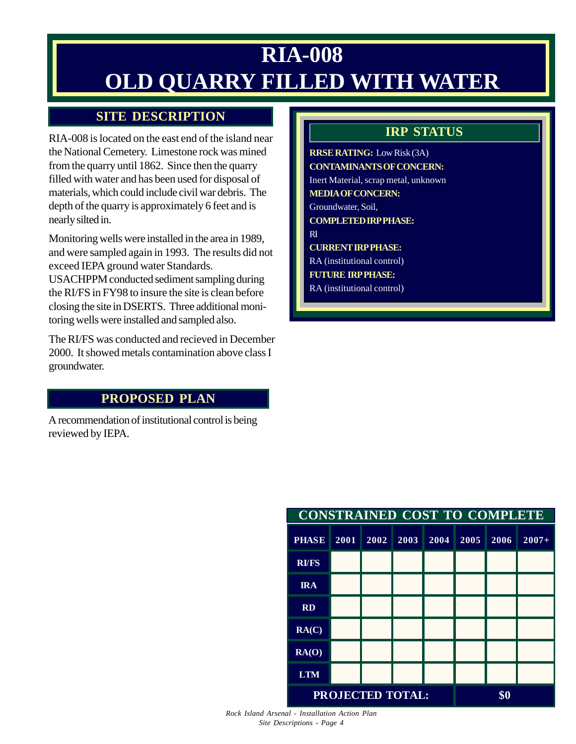# RIA-008
# OLD QUARRY FILLED WITH WATER

## SITE DESCRIPTION

RIA-008 is located on the east end of the island near the National Cemetery. Limestone rock was mined from the quarry until 1862. Since then the quarry filled with water and has been used for disposal of materials, which could include civil war debris. The depth of the quarry is approximately 6 feet and is nearly silted in.

Monitoring wells were installed in the area in 1989, and were sampled again in 1993. The results did not exceed IEPA ground water Standards. USACHPPM conducted sediment sampling during the RI/FS in FY98 to insure the site is clean before closing the site in DSERTS. Three additional monitoring wells were installed and sampled also.

The RI/FS was conducted and recieved in December 2000. It showed metals contamination above class I groundwater.

## PROPOSED PLAN

A recommendation of institutional control is being reviewed by IEPA.

## IRP STATUS

**RRSE RATING:** Low Risk (3A)

**CONTAMINANTS OF CONCERN:**
Inert Material, scrap metal, unknown

**MEDIA OF CONCERN:**
Groundwater, Soil,

**COMPLETED IRP PHASE:**
RI

**CURRENT IRP PHASE:**
RA (institutional control)

**FUTURE IRP PHASE:**
RA (institutional control)

## CONSTRAINED COST TO COMPLETE

| PHASE | 2001 | 2002 | 2003 | 2004 | 2005 | 2006 | 2007+ |
|---|---|---|---|---|---|---|---|
| RI/FS | | | | | | | |
| IRA | | | | | | | |
| RD | | | | | | | |
| RA(C) | | | | | | | |
| RA(O) | | | | | | | |
| LTM | | | | | | | |
| PROJECTED TOTAL: | | | | $0 | | | |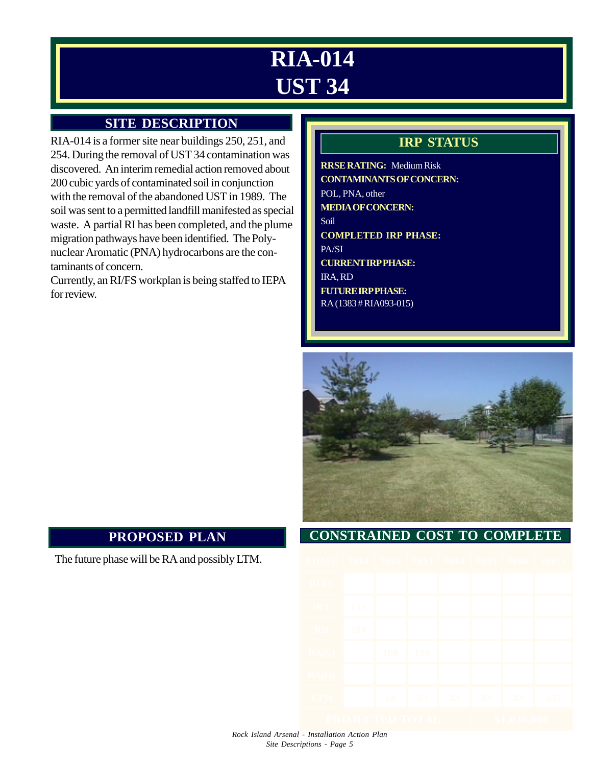# RIA-014
# UST 34

## SITE DESCRIPTION

RIA-014 is a former site near buildings 250, 251, and 254. During the removal of UST 34 contamination was discovered. An interim remedial action removed about 200 cubic yards of contaminated soil in conjunction with the removal of the abandoned UST in 1989. The soil was sent to a permitted landfill manifested as special waste. A partial RI has been completed, and the plume migration pathways have been identified. The Poly-nuclear Aromatic (PNA) hydrocarbons are the contaminants of concern.

Currently, an RI/FS workplan is being staffed to IEPA for review.

## IRP STATUS

**RRSE RATING:** Medium Risk

**CONTAMINANTS OF CONCERN:**
POL, PNA, other

**MEDIA OF CONCERN:**
Soil

**COMPLETED IRP PHASE:**
PA/SI

**CURRENT IRP PHASE:**
IRA, RD

**FUTURE IRP PHASE:**
RA (1383 # RIA093-015)

## PROPOSED PLAN

The future phase will be RA and possibly LTM.

## CONSTRAINED COST TO COMPLETE

| PHASE | 2001 | 2002 | 2003 | 2004 | 2005 | 2006 | 2007+ |
|---|---|---|---|---|---|---|---|
| RI/FS | | | | | | | |
| IRA | 131 | | | | | | |
| RD | 200 | | | | | | |
| RA(C) | | 100 | 100 | | | | |
| RA(O) | | | | | | | |
| LTM | | 60 | 23 | 23 | 23 | 23 | 345 |
| PROJECTED TOTAL: | | | | $1,030,000 | | | |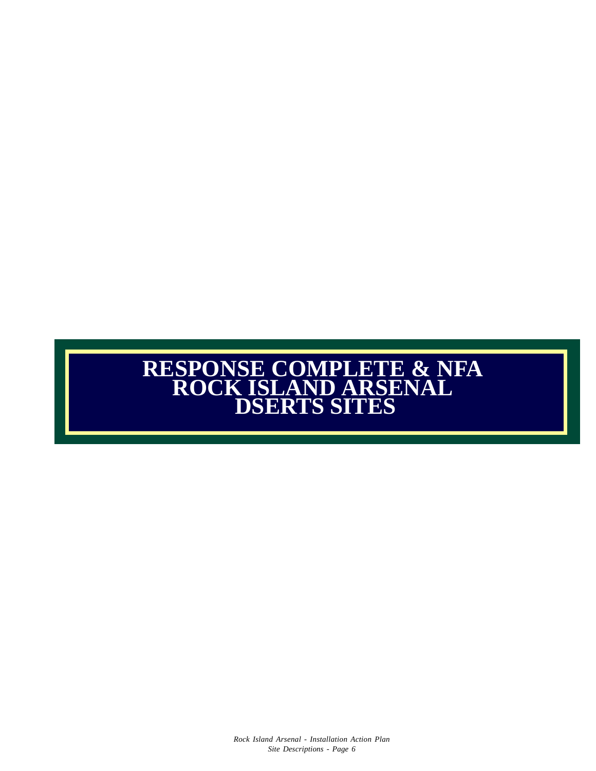# RESPONSE COMPLETE & NFA ROCK ISLAND ARSENAL DSERTS SITES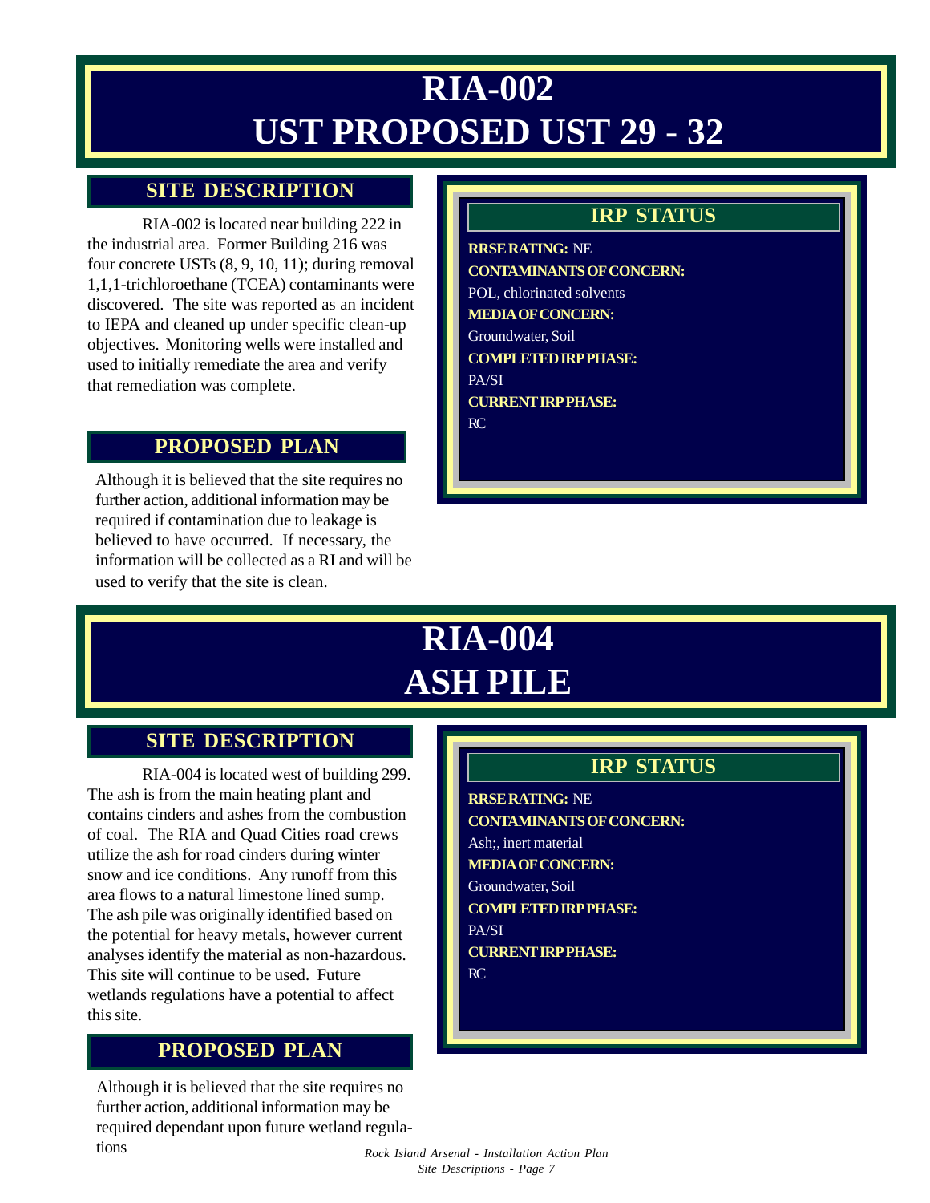# RIA-002
# UST PROPOSED UST 29 - 32

## SITE DESCRIPTION

RIA-002 is located near building 222 in the industrial area. Former Building 216 was four concrete USTs (8, 9, 10, 11); during removal 1,1,1-trichloroethane (TCEA) contaminants were discovered. The site was reported as an incident to IEPA and cleaned up under specific clean-up objectives. Monitoring wells were installed and used to initially remediate the area and verify that remediation was complete.

## PROPOSED PLAN

Although it is believed that the site requires no further action, additional information may be required if contamination due to leakage is believed to have occurred. If necessary, the information will be collected as a RI and will be used to verify that the site is clean.

## IRP STATUS

**RRSE RATING:** NE

**CONTAMINANTS OF CONCERN:**
POL, chlorinated solvents

**MEDIA OF CONCERN:**
Groundwater, Soil

**COMPLETED IRP PHASE:**
PA/SI

**CURRENT IRP PHASE:**
RC

# RIA-004
# ASH PILE

## SITE DESCRIPTION

RIA-004 is located west of building 299. The ash is from the main heating plant and contains cinders and ashes from the combustion of coal. The RIA and Quad Cities road crews utilize the ash for road cinders during winter snow and ice conditions. Any runoff from this area flows to a natural limestone lined sump. The ash pile was originally identified based on the potential for heavy metals, however current analyses identify the material as non-hazardous. This site will continue to be used. Future wetlands regulations have a potential to affect this site.

## PROPOSED PLAN

Although it is believed that the site requires no further action, additional information may be required dependant upon future wetland regulations

## IRP STATUS

**RRSE RATING:** NE

**CONTAMINANTS OF CONCERN:**
Ash;, inert material

**MEDIA OF CONCERN:**
Groundwater, Soil

**COMPLETED IRP PHASE:**
PA/SI

**CURRENT IRP PHASE:**
RC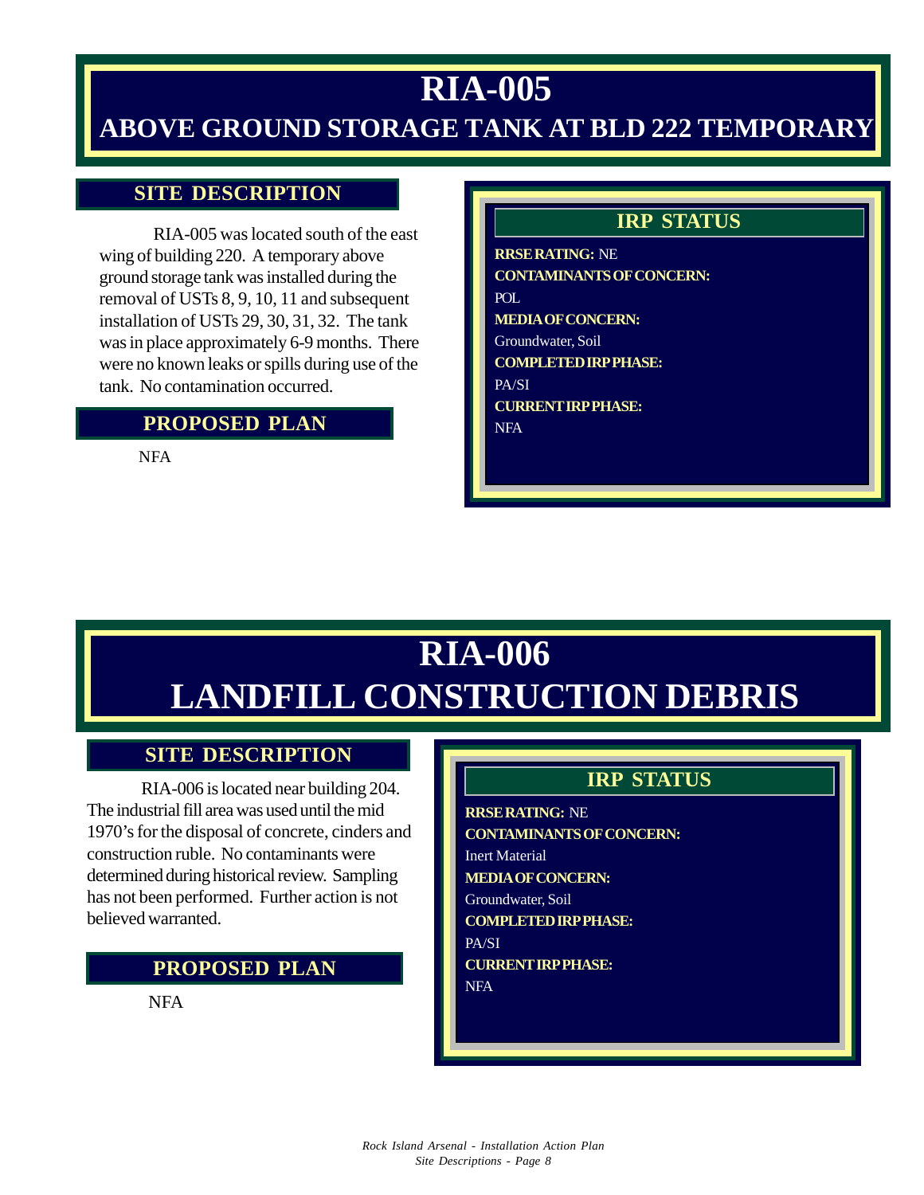# RIA-005
## ABOVE GROUND STORAGE TANK AT BLD 222 TEMPORARY

### SITE DESCRIPTION

RIA-005 was located south of the east wing of building 220. A temporary above ground storage tank was installed during the removal of USTs 8, 9, 10, 11 and subsequent installation of USTs 29, 30, 31, 32. The tank was in place approximately 6-9 months. There were no known leaks or spills during use of the tank. No contamination occurred.

### PROPOSED PLAN

NFA

### IRP STATUS

**RRSE RATING:** NE

**CONTAMINANTS OF CONCERN:**
POL

**MEDIA OF CONCERN:**
Groundwater, Soil

**COMPLETED IRP PHASE:**
PA/SI

**CURRENT IRP PHASE:**
NFA

# RIA-006
## LANDFILL CONSTRUCTION DEBRIS

### SITE DESCRIPTION

RIA-006 is located near building 204. The industrial fill area was used until the mid 1970's for the disposal of concrete, cinders and construction ruble. No contaminants were determined during historical review. Sampling has not been performed. Further action is not believed warranted.

### PROPOSED PLAN

NFA

### IRP STATUS

**RRSE RATING:** NE

**CONTAMINANTS OF CONCERN:**
Inert Material

**MEDIA OF CONCERN:**
Groundwater, Soil

**COMPLETED IRP PHASE:**
PA/SI

**CURRENT IRP PHASE:**
NFA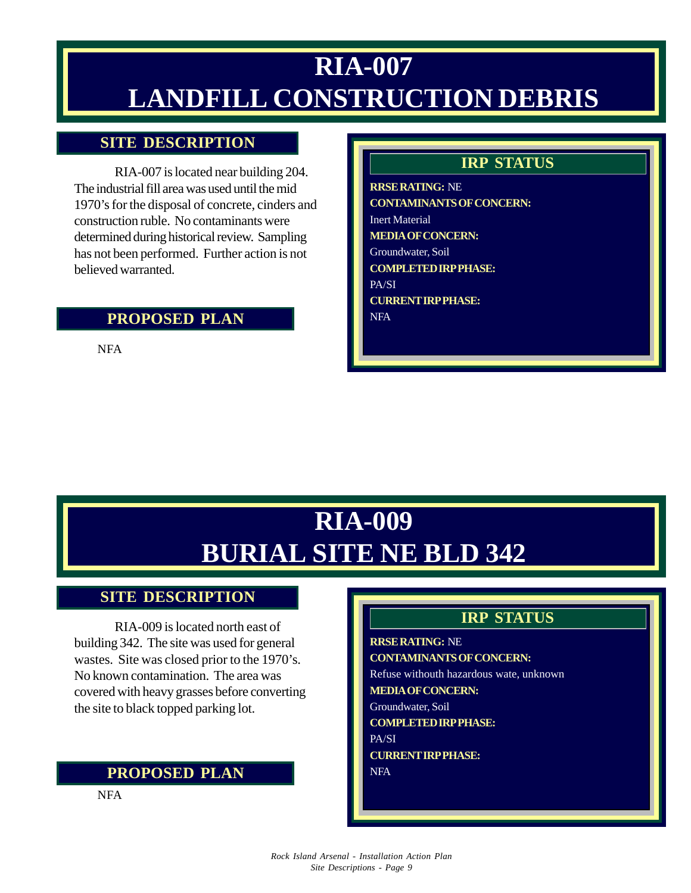# RIA-007
# LANDFILL CONSTRUCTION DEBRIS

## SITE DESCRIPTION

RIA-007 is located near building 204. The industrial fill area was used until the mid 1970's for the disposal of concrete, cinders and construction ruble. No contaminants were determined during historical review. Sampling has not been performed. Further action is not believed warranted.

## PROPOSED PLAN

NFA

## IRP STATUS

**RRSE RATING:** NE

**CONTAMINANTS OF CONCERN:**
Inert Material

**MEDIA OF CONCERN:**
Groundwater, Soil

**COMPLETED IRP PHASE:**
PA/SI

**CURRENT IRP PHASE:**
NFA

# RIA-009
# BURIAL SITE NE BLD 342

## SITE DESCRIPTION

RIA-009 is located north east of building 342. The site was used for general wastes. Site was closed prior to the 1970's. No known contamination. The area was covered with heavy grasses before converting the site to black topped parking lot.

## PROPOSED PLAN

NFA

## IRP STATUS

**RRSE RATING:** NE

**CONTAMINANTS OF CONCERN:**
Refuse withouth hazardous wate, unknown

**MEDIA OF CONCERN:**
Groundwater, Soil

**COMPLETED IRP PHASE:**
PA/SI

**CURRENT IRP PHASE:**
NFA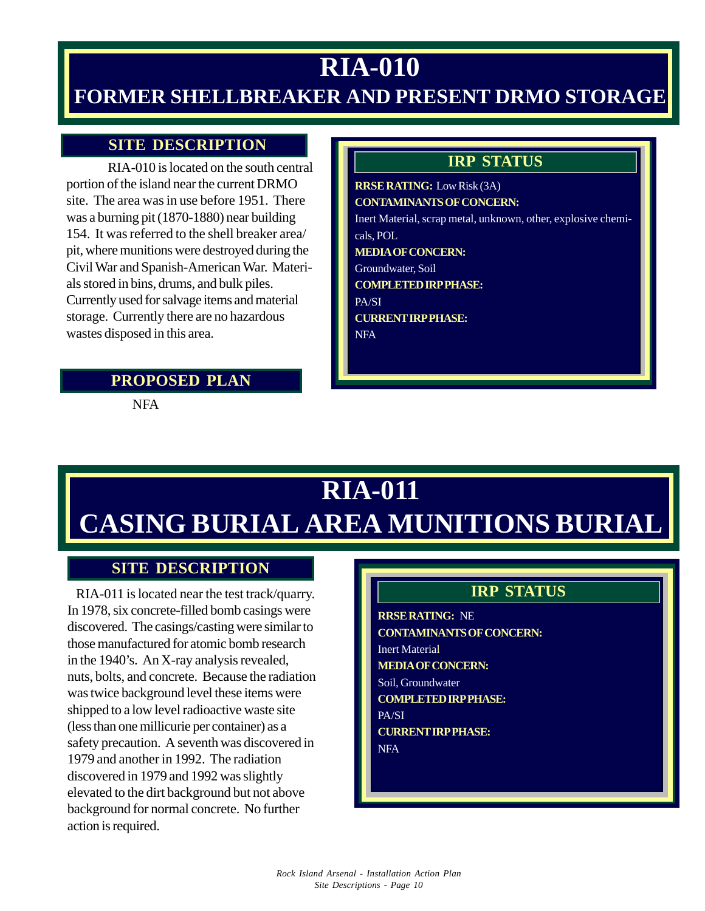# RIA-010

## FORMER SHELLBREAKER AND PRESENT DRMO STORAGE

### SITE DESCRIPTION

RIA-010 is located on the south central portion of the island near the current DRMO site. The area was in use before 1951. There was a burning pit (1870-1880) near building 154. It was referred to the shell breaker area/pit, where munitions were destroyed during the Civil War and Spanish-American War. Materials stored in bins, drums, and bulk piles. Currently used for salvage items and material storage. Currently there are no hazardous wastes disposed in this area.

### IRP STATUS

**RRSE RATING:** Low Risk (3A)

**CONTAMINANTS OF CONCERN:**

Inert Material, scrap metal, unknown, other, explosive chemicals, POL

**MEDIA OF CONCERN:**

Groundwater, Soil

**COMPLETED IRP PHASE:**

PA/SI

**CURRENT IRP PHASE:**

NFA

### PROPOSED PLAN

NFA

# RIA-011

## CASING BURIAL AREA MUNITIONS BURIAL

### SITE DESCRIPTION

RIA-011 is located near the test track/quarry. In 1978, six concrete-filled bomb casings were discovered. The casings/casting were similar to those manufactured for atomic bomb research in the 1940's. An X-ray analysis revealed, nuts, bolts, and concrete. Because the radiation was twice background level these items were shipped to a low level radioactive waste site (less than one millicurie per container) as a safety precaution. A seventh was discovered in 1979 and another in 1992. The radiation discovered in 1979 and 1992 was slightly elevated to the dirt background but not above background for normal concrete. No further action is required.

### IRP STATUS

**RRSE RATING:** NE

**CONTAMINANTS OF CONCERN:**

Inert Material

**MEDIA OF CONCERN:**

Soil, Groundwater

**COMPLETED IRP PHASE:**

PA/SI

**CURRENT IRP PHASE:**

NFA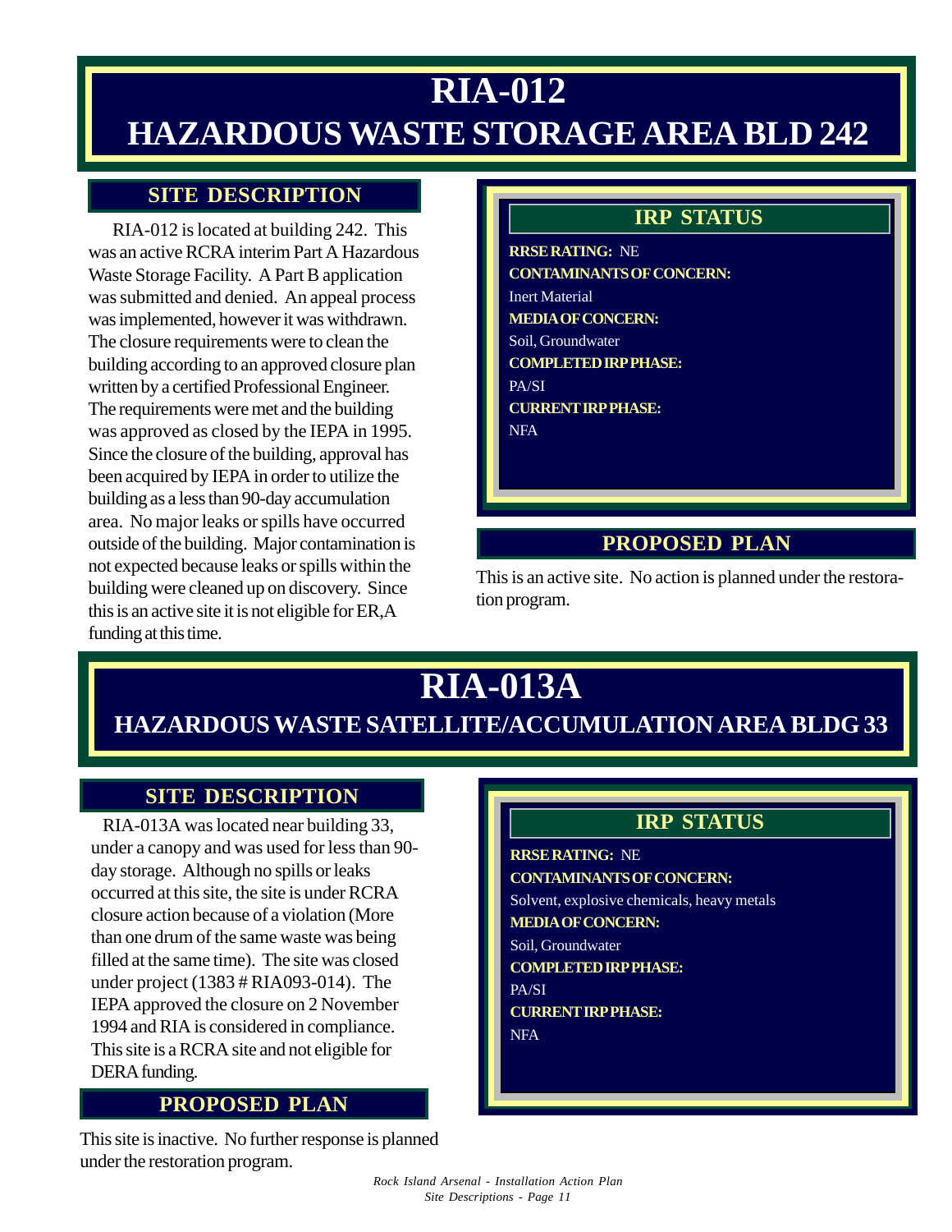# RIA-012
# HAZARDOUS WASTE STORAGE AREA BLD 242

## SITE DESCRIPTION

RIA-012 is located at building 242. This was an active RCRA interim Part A Hazardous Waste Storage Facility. A Part B application was submitted and denied. An appeal process was implemented, however it was withdrawn. The closure requirements were to clean the building according to an approved closure plan written by a certified Professional Engineer. The requirements were met and the building was approved as closed by the IEPA in 1995. Since the closure of the building, approval has been acquired by IEPA in order to utilize the building as a less than 90-day accumulation area. No major leaks or spills have occurred outside of the building. Major contamination is not expected because leaks or spills within the building were cleaned up on discovery. Since this is an active site it is not eligible for ER,A funding at this time.

## IRP STATUS

**RRSE RATING:** NE

**CONTAMINANTS OF CONCERN:**
Inert Material

**MEDIA OF CONCERN:**
Soil, Groundwater

**COMPLETED IRP PHASE:**
PA/SI

**CURRENT IRP PHASE:**
NFA

## PROPOSED PLAN

This is an active site. No action is planned under the restoration program.

# RIA-013A
# HAZARDOUS WASTE SATELLITE/ACCUMULATION AREA BLDG 33

## SITE DESCRIPTION

RIA-013A was located near building 33, under a canopy and was used for less than 90-day storage. Although no spills or leaks occurred at this site, the site is under RCRA closure action because of a violation (More than one drum of the same waste was being filled at the same time). The site was closed under project (1383 # RIA093-014). The IEPA approved the closure on 2 November 1994 and RIA is considered in compliance. This site is a RCRA site and not eligible for DERA funding.

## PROPOSED PLAN

This site is inactive. No further response is planned under the restoration program.

## IRP STATUS

**RRSE RATING:** NE

**CONTAMINANTS OF CONCERN:**
Solvent, explosive chemicals, heavy metals

**MEDIA OF CONCERN:**
Soil, Groundwater

**COMPLETED IRP PHASE:**
PA/SI

**CURRENT IRP PHASE:**
NFA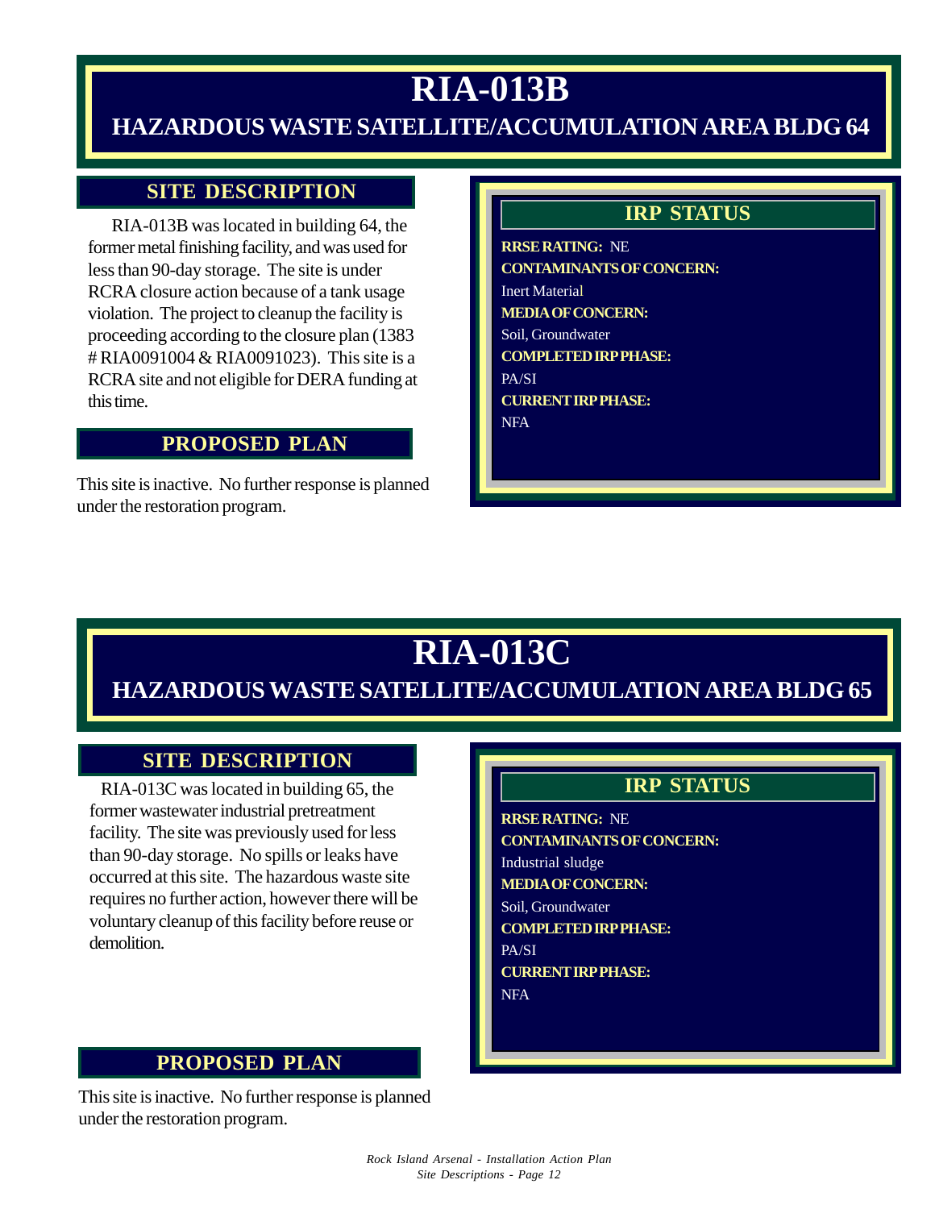# RIA-013B

## HAZARDOUS WASTE SATELLITE/ACCUMULATION AREA BLDG 64

### SITE DESCRIPTION

RIA-013B was located in building 64, the former metal finishing facility, and was used for less than 90-day storage. The site is under RCRA closure action because of a tank usage violation. The project to cleanup the facility is proceeding according to the closure plan (1383 # RIA0091004 & RIA0091023). This site is a RCRA site and not eligible for DERA funding at this time.

### PROPOSED PLAN

This site is inactive. No further response is planned under the restoration program.

### IRP STATUS

**RRSE RATING:** NE

**CONTAMINANTS OF CONCERN:**
Inert Material

**MEDIA OF CONCERN:**
Soil, Groundwater

**COMPLETED IRP PHASE:**
PA/SI

**CURRENT IRP PHASE:**
NFA

# RIA-013C

## HAZARDOUS WASTE SATELLITE/ACCUMULATION AREA BLDG 65

### SITE DESCRIPTION

RIA-013C was located in building 65, the former wastewater industrial pretreatment facility. The site was previously used for less than 90-day storage. No spills or leaks have occurred at this site. The hazardous waste site requires no further action, however there will be voluntary cleanup of this facility before reuse or demolition.

### PROPOSED PLAN

This site is inactive. No further response is planned under the restoration program.

### IRP STATUS

**RRSE RATING:** NE

**CONTAMINANTS OF CONCERN:**
Industrial sludge

**MEDIA OF CONCERN:**
Soil, Groundwater

**COMPLETED IRP PHASE:**
PA/SI

**CURRENT IRP PHASE:**
NFA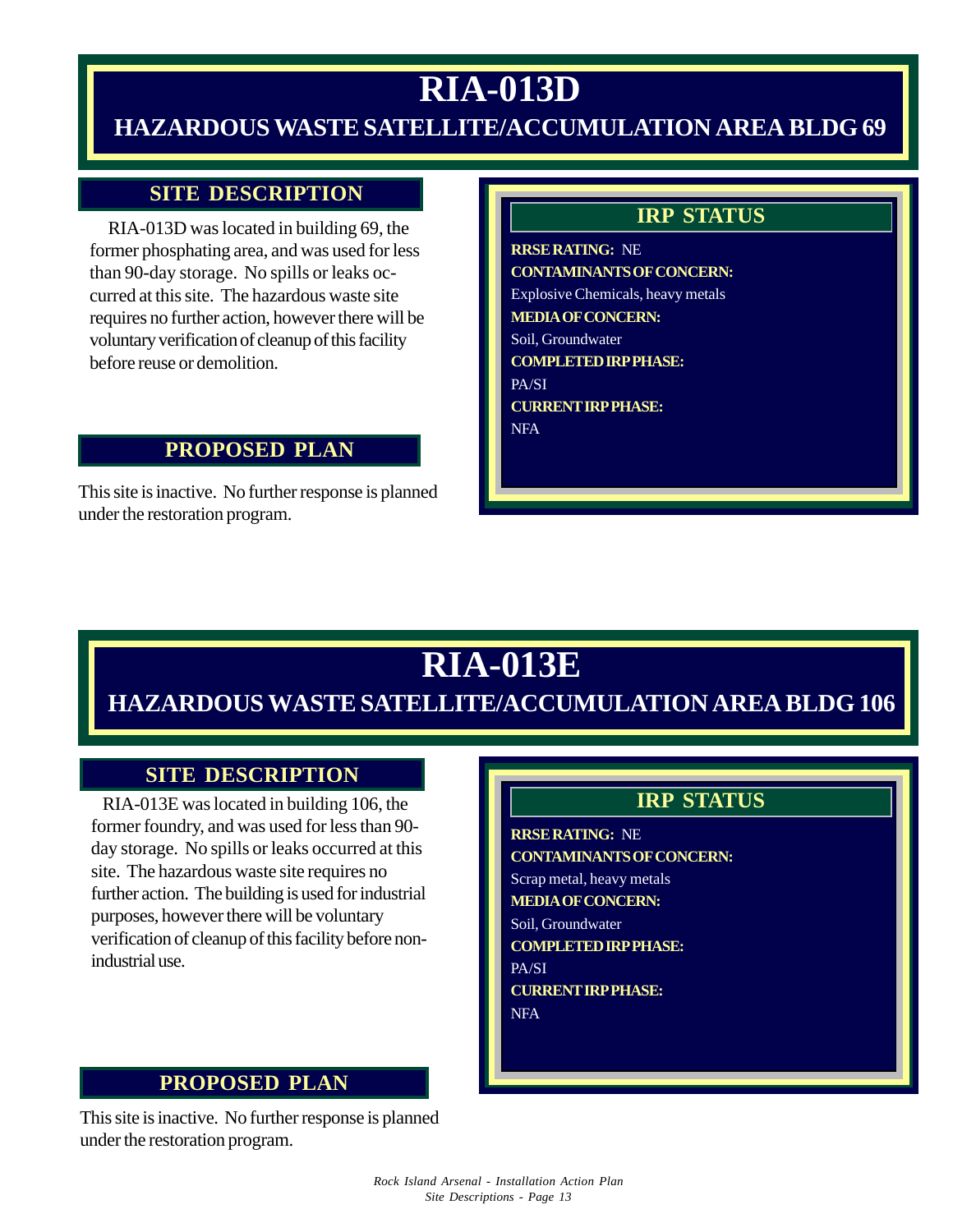# RIA-013D

## HAZARDOUS WASTE SATELLITE/ACCUMULATION AREA BLDG 69

### SITE DESCRIPTION

RIA-013D was located in building 69, the former phosphating area, and was used for less than 90-day storage. No spills or leaks occurred at this site. The hazardous waste site requires no further action, however there will be voluntary verification of cleanup of this facility before reuse or demolition.

### PROPOSED PLAN

This site is inactive. No further response is planned under the restoration program.

### IRP STATUS

**RRSE RATING:** NE

**CONTAMINANTS OF CONCERN:**
Explosive Chemicals, heavy metals

**MEDIA OF CONCERN:**
Soil, Groundwater

**COMPLETED IRP PHASE:**
PA/SI

**CURRENT IRP PHASE:**
NFA

# RIA-013E

## HAZARDOUS WASTE SATELLITE/ACCUMULATION AREA BLDG 106

### SITE DESCRIPTION

RIA-013E was located in building 106, the former foundry, and was used for less than 90-day storage. No spills or leaks occurred at this site. The hazardous waste site requires no further action. The building is used for industrial purposes, however there will be voluntary verification of cleanup of this facility before non-industrial use.

### PROPOSED PLAN

This site is inactive. No further response is planned under the restoration program.

### IRP STATUS

**RRSE RATING:** NE

**CONTAMINANTS OF CONCERN:**
Scrap metal, heavy metals

**MEDIA OF CONCERN:**
Soil, Groundwater

**COMPLETED IRP PHASE:**
PA/SI

**CURRENT IRP PHASE:**
NFA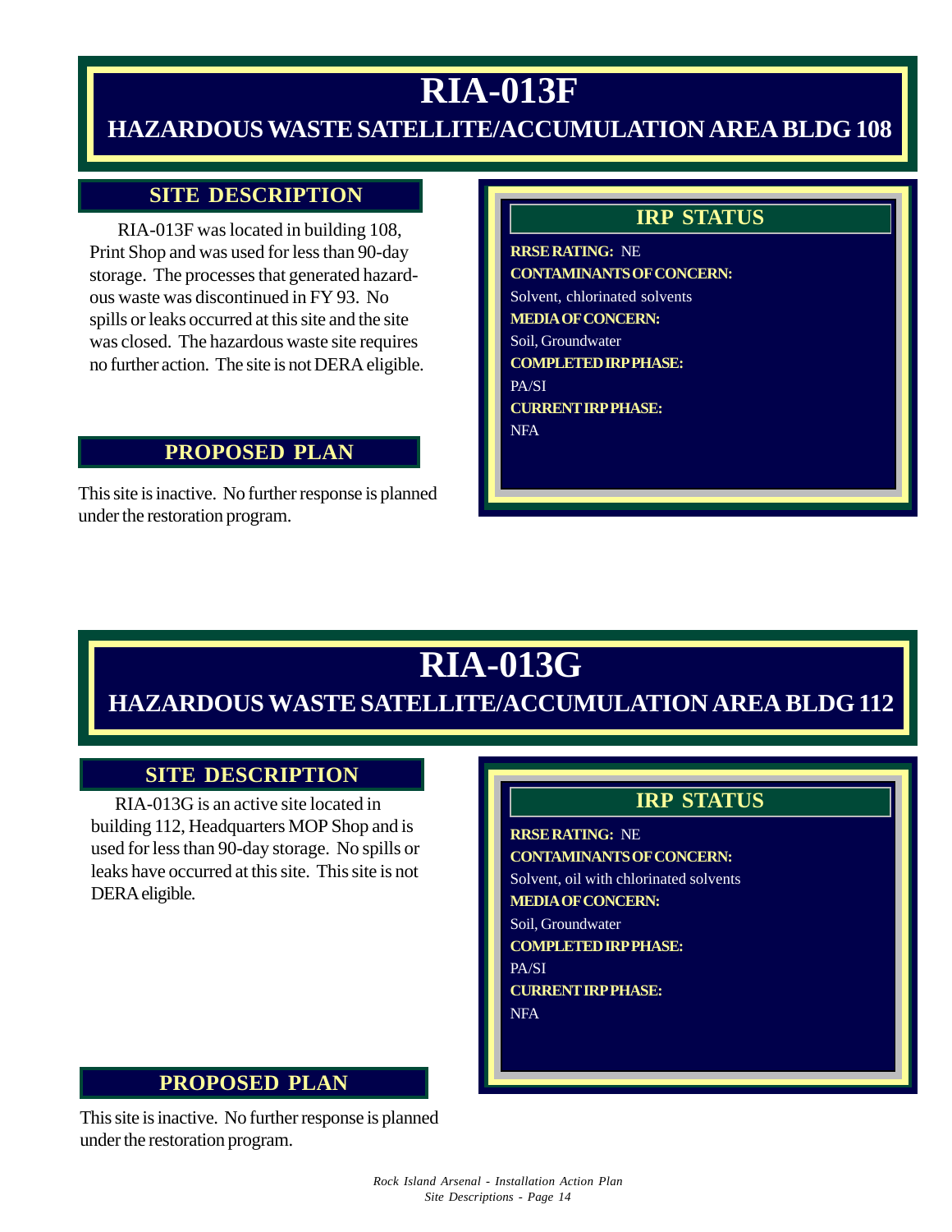# RIA-013F

## HAZARDOUS WASTE SATELLITE/ACCUMULATION AREA BLDG 108

### SITE DESCRIPTION

RIA-013F was located in building 108, Print Shop and was used for less than 90-day storage. The processes that generated hazardous waste was discontinued in FY 93. No spills or leaks occurred at this site and the site was closed. The hazardous waste site requires no further action. The site is not DERA eligible.

### PROPOSED PLAN

This site is inactive. No further response is planned under the restoration program.

### IRP STATUS

**RRSE RATING:** NE

**CONTAMINANTS OF CONCERN:**
Solvent, chlorinated solvents

**MEDIA OF CONCERN:**
Soil, Groundwater

**COMPLETED IRP PHASE:**
PA/SI

**CURRENT IRP PHASE:**
NFA

# RIA-013G

## HAZARDOUS WASTE SATELLITE/ACCUMULATION AREA BLDG 112

### SITE DESCRIPTION

RIA-013G is an active site located in building 112, Headquarters MOP Shop and is used for less than 90-day storage. No spills or leaks have occurred at this site. This site is not DERA eligible.

### PROPOSED PLAN

This site is inactive. No further response is planned under the restoration program.

### IRP STATUS

**RRSE RATING:** NE

**CONTAMINANTS OF CONCERN:**
Solvent, oil with chlorinated solvents

**MEDIA OF CONCERN:**
Soil, Groundwater

**COMPLETED IRP PHASE:**
PA/SI

**CURRENT IRP PHASE:**
NFA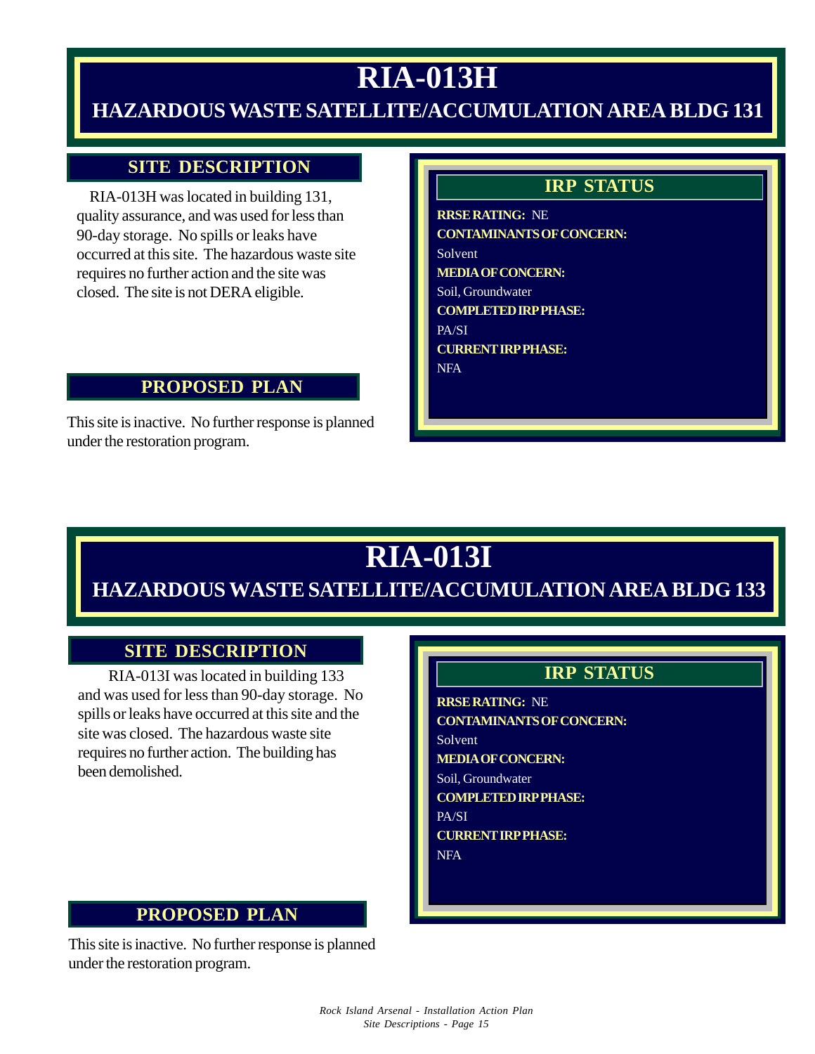# RIA-013H

## HAZARDOUS WASTE SATELLITE/ACCUMULATION AREA BLDG 131

### SITE DESCRIPTION

RIA-013H was located in building 131, quality assurance, and was used for less than 90-day storage. No spills or leaks have occurred at this site. The hazardous waste site requires no further action and the site was closed. The site is not DERA eligible.

### PROPOSED PLAN

This site is inactive. No further response is planned under the restoration program.

### IRP STATUS

**RRSE RATING:** NE

**CONTAMINANTS OF CONCERN:**
Solvent

**MEDIA OF CONCERN:**
Soil, Groundwater

**COMPLETED IRP PHASE:**
PA/SI

**CURRENT IRP PHASE:**
NFA

# RIA-013I

## HAZARDOUS WASTE SATELLITE/ACCUMULATION AREA BLDG 133

### SITE DESCRIPTION

RIA-013I was located in building 133 and was used for less than 90-day storage. No spills or leaks have occurred at this site and the site was closed. The hazardous waste site requires no further action. The building has been demolished.

### PROPOSED PLAN

This site is inactive. No further response is planned under the restoration program.

### IRP STATUS

**RRSE RATING:** NE

**CONTAMINANTS OF CONCERN:**
Solvent

**MEDIA OF CONCERN:**
Soil, Groundwater

**COMPLETED IRP PHASE:**
PA/SI

**CURRENT IRP PHASE:**
NFA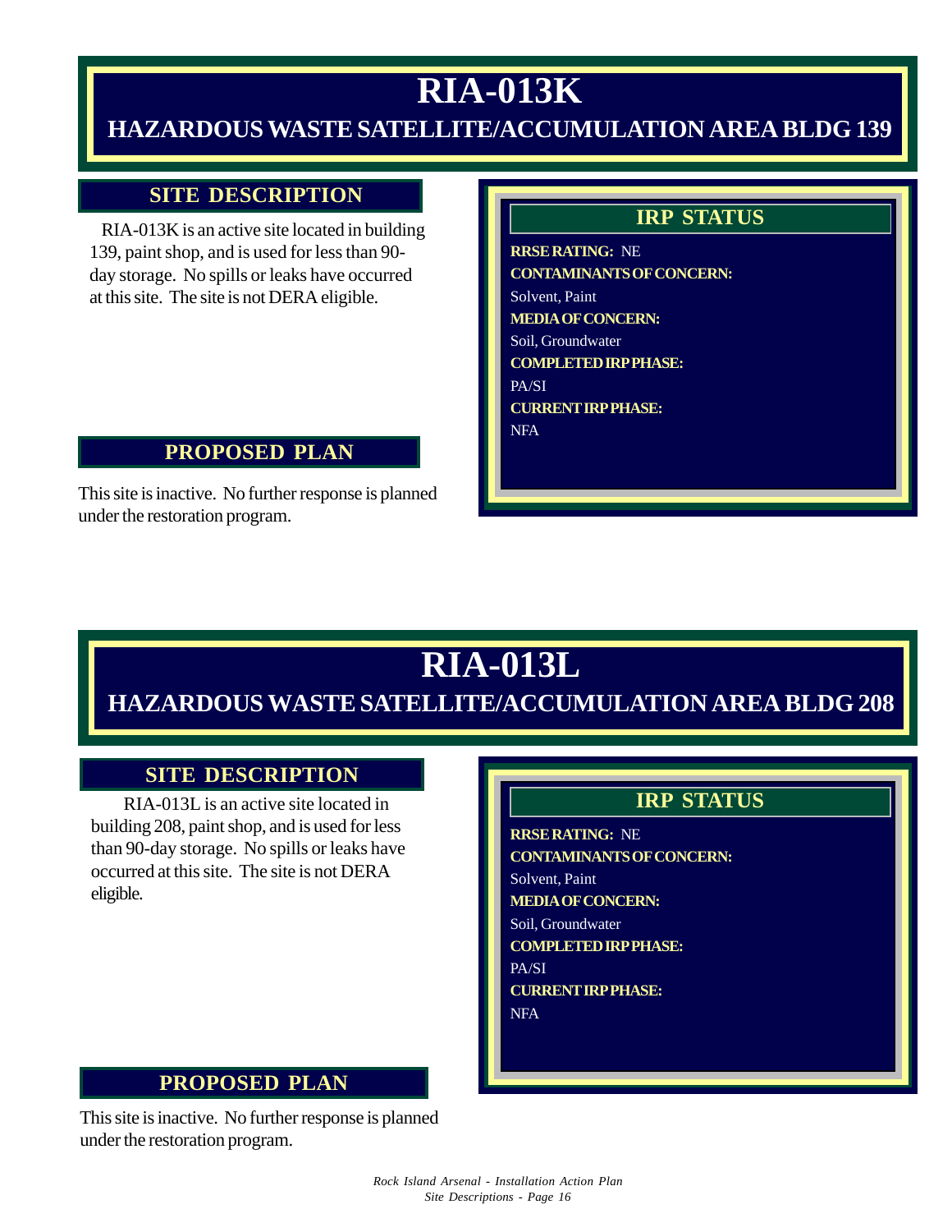# RIA-013K

## HAZARDOUS WASTE SATELLITE/ACCUMULATION AREA BLDG 139

### SITE DESCRIPTION

RIA-013K is an active site located in building 139, paint shop, and is used for less than 90-day storage. No spills or leaks have occurred at this site. The site is not DERA eligible.

### IRP STATUS

**RRSE RATING:** NE

**CONTAMINANTS OF CONCERN:**
Solvent, Paint

**MEDIA OF CONCERN:**
Soil, Groundwater

**COMPLETED IRP PHASE:**
PA/SI

**CURRENT IRP PHASE:**
NFA

### PROPOSED PLAN

This site is inactive. No further response is planned under the restoration program.

# RIA-013L

## HAZARDOUS WASTE SATELLITE/ACCUMULATION AREA BLDG 208

### SITE DESCRIPTION

RIA-013L is an active site located in building 208, paint shop, and is used for less than 90-day storage. No spills or leaks have occurred at this site. The site is not DERA eligible.

### IRP STATUS

**RRSE RATING:** NE

**CONTAMINANTS OF CONCERN:**
Solvent, Paint

**MEDIA OF CONCERN:**
Soil, Groundwater

**COMPLETED IRP PHASE:**
PA/SI

**CURRENT IRP PHASE:**
NFA

### PROPOSED PLAN

This site is inactive. No further response is planned under the restoration program.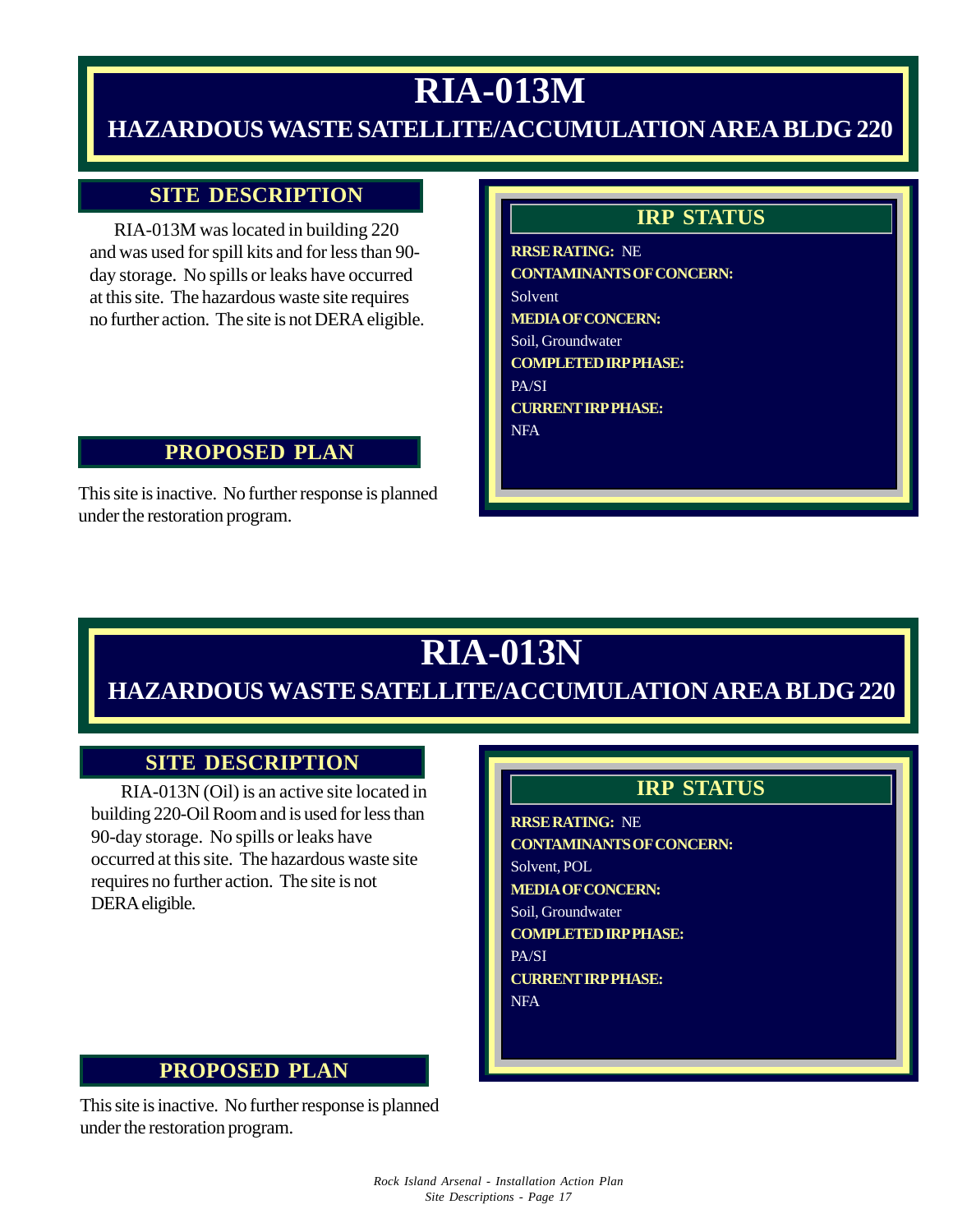# RIA-013M

## HAZARDOUS WASTE SATELLITE/ACCUMULATION AREA BLDG 220

### SITE DESCRIPTION

RIA-013M was located in building 220 and was used for spill kits and for less than 90-day storage. No spills or leaks have occurred at this site. The hazardous waste site requires no further action. The site is not DERA eligible.

### PROPOSED PLAN

This site is inactive. No further response is planned under the restoration program.

### IRP STATUS

**RRSE RATING:** NE

**CONTAMINANTS OF CONCERN:**
Solvent

**MEDIA OF CONCERN:**
Soil, Groundwater

**COMPLETED IRP PHASE:**
PA/SI

**CURRENT IRP PHASE:**
NFA

# RIA-013N

## HAZARDOUS WASTE SATELLITE/ACCUMULATION AREA BLDG 220

### SITE DESCRIPTION

RIA-013N (Oil) is an active site located in building 220-Oil Room and is used for less than 90-day storage. No spills or leaks have occurred at this site. The hazardous waste site requires no further action. The site is not DERA eligible.

### PROPOSED PLAN

This site is inactive. No further response is planned under the restoration program.

### IRP STATUS

**RRSE RATING:** NE

**CONTAMINANTS OF CONCERN:**
Solvent, POL

**MEDIA OF CONCERN:**
Soil, Groundwater

**COMPLETED IRP PHASE:**
PA/SI

**CURRENT IRP PHASE:**
NFA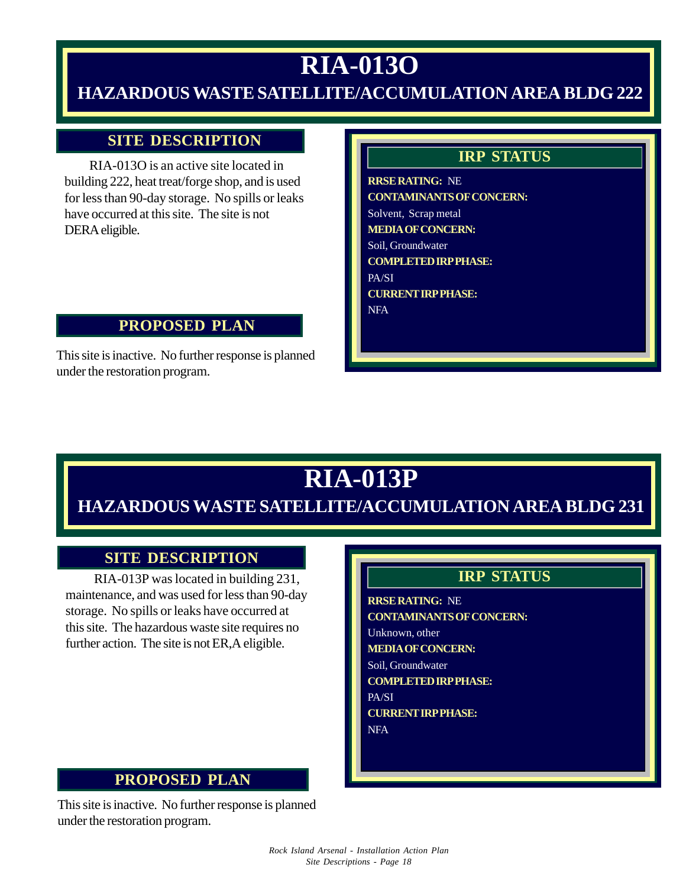# RIA-013O

## HAZARDOUS WASTE SATELLITE/ACCUMULATION AREA BLDG 222

### SITE DESCRIPTION

RIA-013O is an active site located in building 222, heat treat/forge shop, and is used for less than 90-day storage. No spills or leaks have occurred at this site. The site is not DERA eligible.

### IRP STATUS

**RRSE RATING:** NE

**CONTAMINANTS OF CONCERN:**

Solvent, Scrap metal

**MEDIA OF CONCERN:**

Soil, Groundwater

**COMPLETED IRP PHASE:**

PA/SI

**CURRENT IRP PHASE:**

NFA

### PROPOSED PLAN

This site is inactive. No further response is planned under the restoration program.

# RIA-013P

## HAZARDOUS WASTE SATELLITE/ACCUMULATION AREA BLDG 231

### SITE DESCRIPTION

RIA-013P was located in building 231, maintenance, and was used for less than 90-day storage. No spills or leaks have occurred at this site. The hazardous waste site requires no further action. The site is not ER,A eligible.

### IRP STATUS

**RRSE RATING:** NE

**CONTAMINANTS OF CONCERN:**

Unknown, other

**MEDIA OF CONCERN:**

Soil, Groundwater

**COMPLETED IRP PHASE:**

PA/SI

**CURRENT IRP PHASE:**

NFA

### PROPOSED PLAN

This site is inactive. No further response is planned under the restoration program.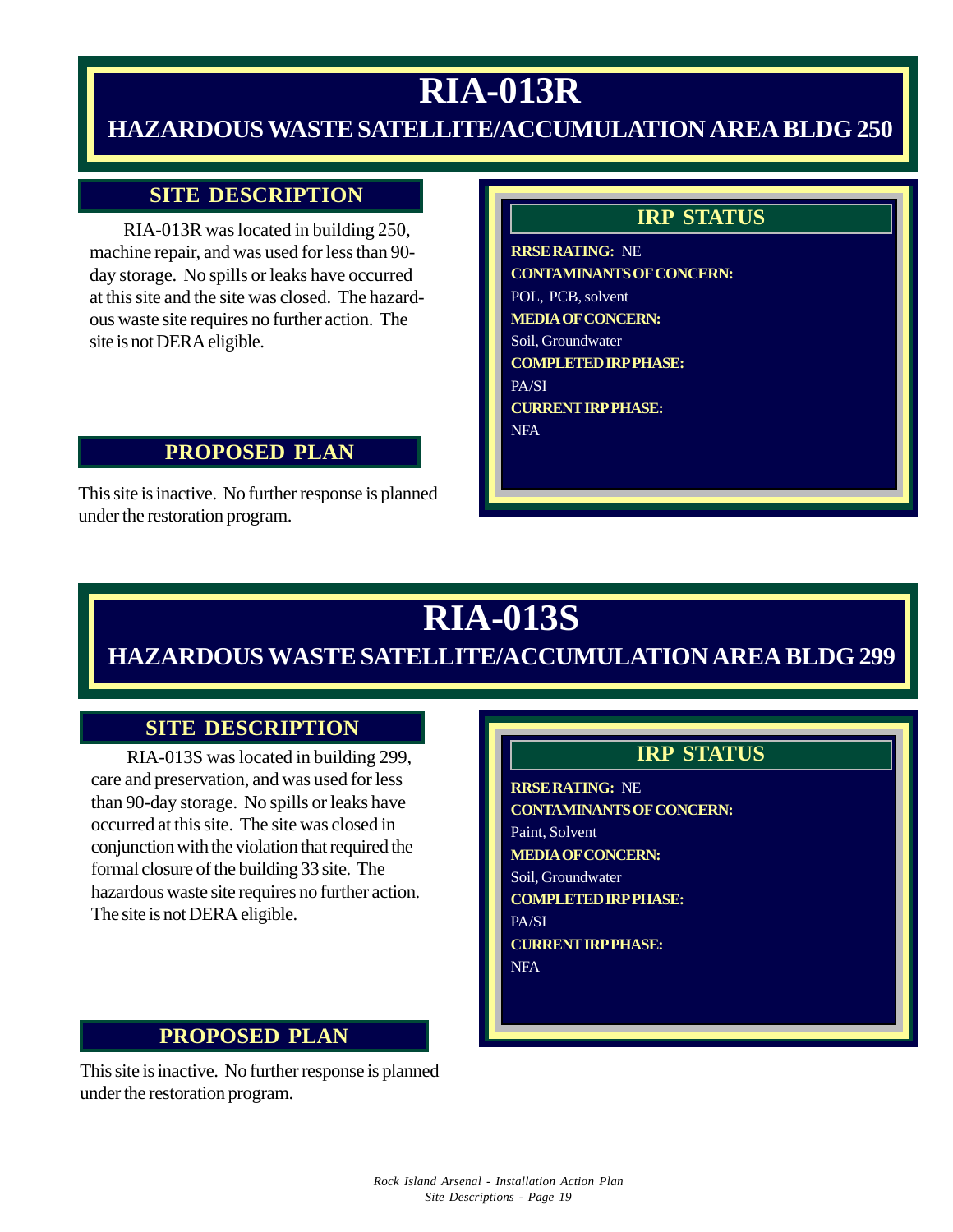# RIA-013R

## HAZARDOUS WASTE SATELLITE/ACCUMULATION AREA BLDG 250

### SITE DESCRIPTION

RIA-013R was located in building 250, machine repair, and was used for less than 90-day storage. No spills or leaks have occurred at this site and the site was closed. The hazardous waste site requires no further action. The site is not DERA eligible.

### PROPOSED PLAN

This site is inactive. No further response is planned under the restoration program.

### IRP STATUS

**RRSE RATING:** NE

**CONTAMINANTS OF CONCERN:**
POL, PCB, solvent

**MEDIA OF CONCERN:**
Soil, Groundwater

**COMPLETED IRP PHASE:**
PA/SI

**CURRENT IRP PHASE:**
NFA

# RIA-013S

## HAZARDOUS WASTE SATELLITE/ACCUMULATION AREA BLDG 299

### SITE DESCRIPTION

RIA-013S was located in building 299, care and preservation, and was used for less than 90-day storage. No spills or leaks have occurred at this site. The site was closed in conjunction with the violation that required the formal closure of the building 33 site. The hazardous waste site requires no further action. The site is not DERA eligible.

### PROPOSED PLAN

This site is inactive. No further response is planned under the restoration program.

### IRP STATUS

**RRSE RATING:** NE

**CONTAMINANTS OF CONCERN:**
Paint, Solvent

**MEDIA OF CONCERN:**
Soil, Groundwater

**COMPLETED IRP PHASE:**
PA/SI

**CURRENT IRP PHASE:**
NFA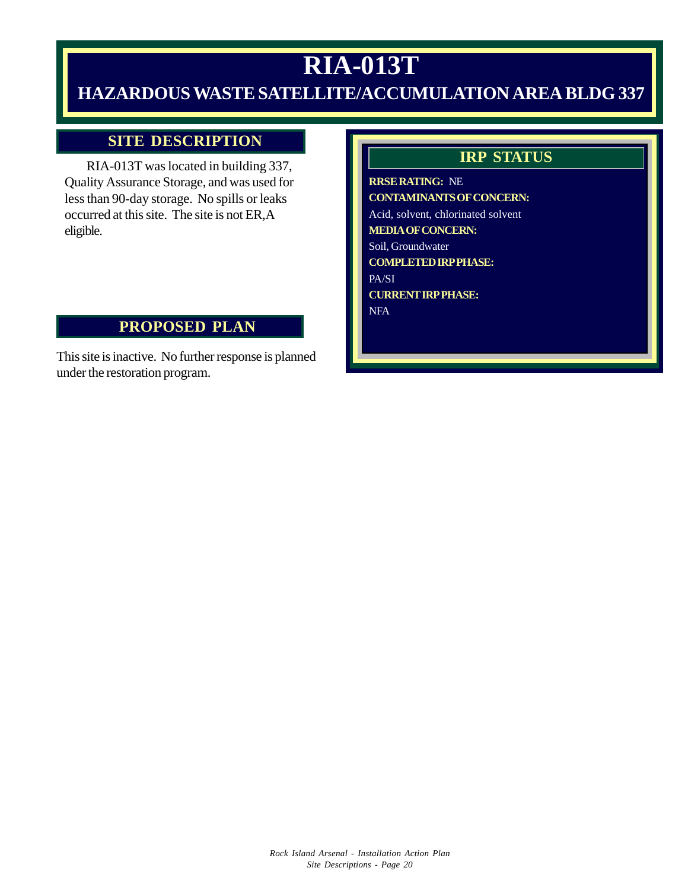# RIA-013T

## HAZARDOUS WASTE SATELLITE/ACCUMULATION AREA BLDG 337

### SITE DESCRIPTION

RIA-013T was located in building 337, Quality Assurance Storage, and was used for less than 90-day storage. No spills or leaks occurred at this site. The site is not ER,A eligible.

### PROPOSED PLAN

This site is inactive. No further response is planned under the restoration program.

### IRP STATUS

**RRSE RATING:** NE

**CONTAMINANTS OF CONCERN:**
Acid, solvent, chlorinated solvent

**MEDIA OF CONCERN:**
Soil, Groundwater

**COMPLETED IRP PHASE:**
PA/SI

**CURRENT IRP PHASE:**
NFA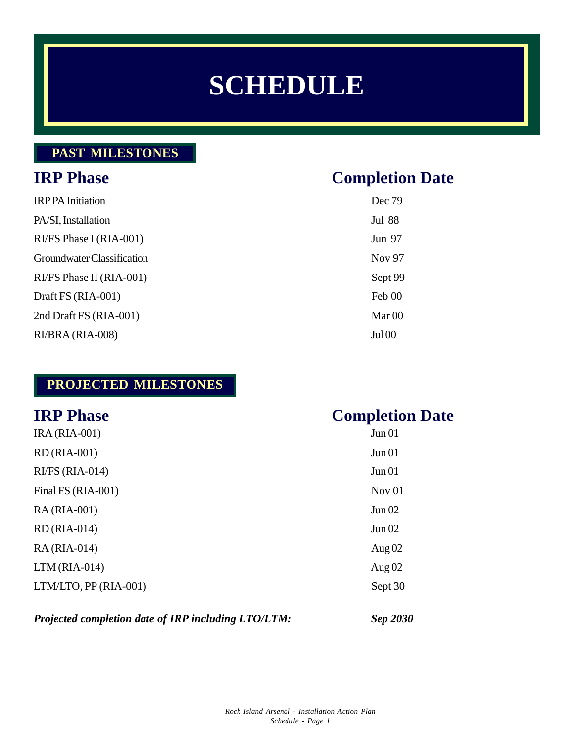# SCHEDULE

## PAST MILESTONES

| IRP Phase | Completion Date |
|---|---|
| IRP PA Initiation | Dec 79 |
| PA/SI, Installation | Jul 88 |
| RI/FS Phase I (RIA-001) | Jun 97 |
| Groundwater Classification | Nov 97 |
| RI/FS Phase II (RIA-001) | Sept 99 |
| Draft FS (RIA-001) | Feb 00 |
| 2nd Draft FS (RIA-001) | Mar 00 |
| RI/BRA (RIA-008) | Jul 00 |

## PROJECTED MILESTONES

| IRP Phase | Completion Date |
|---|---|
| IRA (RIA-001) | Jun 01 |
| RD (RIA-001) | Jun 01 |
| RI/FS (RIA-014) | Jun 01 |
| Final FS (RIA-001) | Nov 01 |
| RA (RIA-001) | Jun 02 |
| RD (RIA-014) | Jun 02 |
| RA (RIA-014) | Aug 02 |
| LTM (RIA-014) | Aug 02 |
| LTM/LTO, PP (RIA-001) | Sept 30 |

***Projected completion date of IRP including LTO/LTM:*** ***Sep 2030***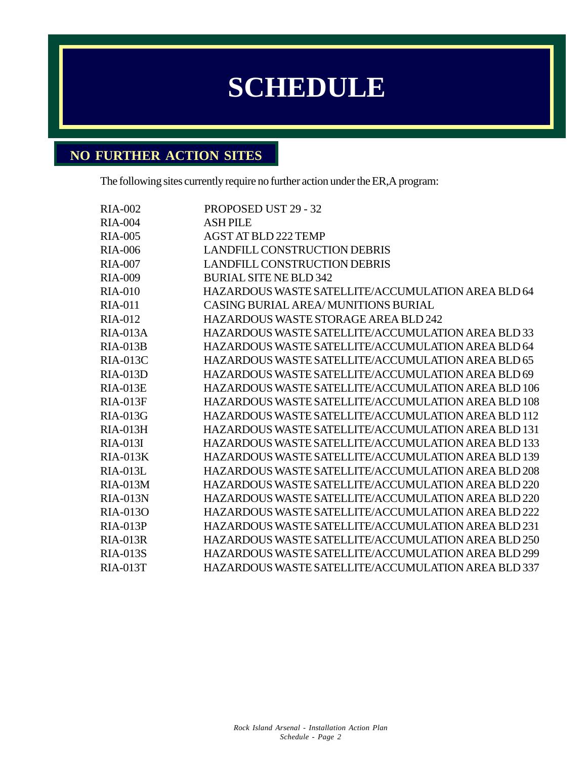# SCHEDULE

## NO FURTHER ACTION SITES

The following sites currently require no further action under the ER,A program:

| | |
|---|---|
| RIA-002 | PROPOSED UST 29 - 32 |
| RIA-004 | ASH PILE |
| RIA-005 | AGST AT BLD 222 TEMP |
| RIA-006 | LANDFILL CONSTRUCTION DEBRIS |
| RIA-007 | LANDFILL CONSTRUCTION DEBRIS |
| RIA-009 | BURIAL SITE NE BLD 342 |
| RIA-010 | HAZARDOUS WASTE SATELLITE/ACCUMULATION AREA BLD 64 |
| RIA-011 | CASING BURIAL AREA/ MUNITIONS BURIAL |
| RIA-012 | HAZARDOUS WASTE STORAGE AREA BLD 242 |
| RIA-013A | HAZARDOUS WASTE SATELLITE/ACCUMULATION AREA BLD 33 |
| RIA-013B | HAZARDOUS WASTE SATELLITE/ACCUMULATION AREA BLD 64 |
| RIA-013C | HAZARDOUS WASTE SATELLITE/ACCUMULATION AREA BLD 65 |
| RIA-013D | HAZARDOUS WASTE SATELLITE/ACCUMULATION AREA BLD 69 |
| RIA-013E | HAZARDOUS WASTE SATELLITE/ACCUMULATION AREA BLD 106 |
| RIA-013F | HAZARDOUS WASTE SATELLITE/ACCUMULATION AREA BLD 108 |
| RIA-013G | HAZARDOUS WASTE SATELLITE/ACCUMULATION AREA BLD 112 |
| RIA-013H | HAZARDOUS WASTE SATELLITE/ACCUMULATION AREA BLD 131 |
| RIA-013I | HAZARDOUS WASTE SATELLITE/ACCUMULATION AREA BLD 133 |
| RIA-013K | HAZARDOUS WASTE SATELLITE/ACCUMULATION AREA BLD 139 |
| RIA-013L | HAZARDOUS WASTE SATELLITE/ACCUMULATION AREA BLD 208 |
| RIA-013M | HAZARDOUS WASTE SATELLITE/ACCUMULATION AREA BLD 220 |
| RIA-013N | HAZARDOUS WASTE SATELLITE/ACCUMULATION AREA BLD 220 |
| RIA-013O | HAZARDOUS WASTE SATELLITE/ACCUMULATION AREA BLD 222 |
| RIA-013P | HAZARDOUS WASTE SATELLITE/ACCUMULATION AREA BLD 231 |
| RIA-013R | HAZARDOUS WASTE SATELLITE/ACCUMULATION AREA BLD 250 |
| RIA-013S | HAZARDOUS WASTE SATELLITE/ACCUMULATION AREA BLD 299 |
| RIA-013T | HAZARDOUS WASTE SATELLITE/ACCUMULATION AREA BLD 337 |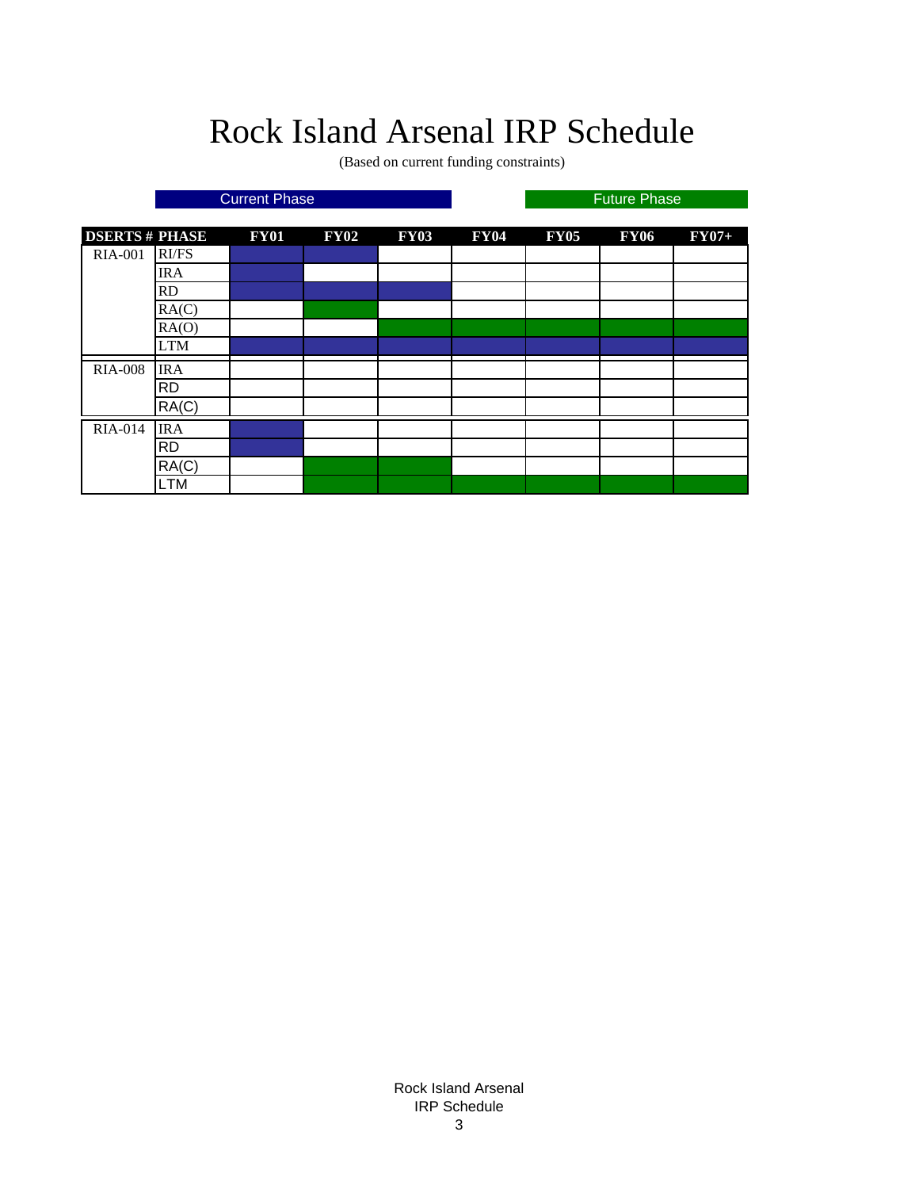# Rock Island Arsenal IRP Schedule

(Based on current funding constraints)

Legend: Current Phase = ■ (blue) | Future Phase = □ (green)

| DSERTS # | PHASE | FY01 | FY02 | FY03 | FY04 | FY05 | FY06 | FY07+ |
|---|---|---|---|---|---|---|---|---|
| RIA-001 | RI/FS | Current Phase | Current Phase | | | | | |
| | IRA | Current Phase | | | | | | |
| | RD | Current Phase | Current Phase | Current Phase | | | | |
| | RA(C) | | Future Phase | | | | | |
| | RA(O) | | | Future Phase | Future Phase | Future Phase | Future Phase | Future Phase |
| | LTM | Current Phase | Current Phase | Current Phase | Current Phase | Current Phase | Current Phase | Current Phase |
| RIA-008 | IRA | | | | | | | |
| | RD | | | | | | | |
| | RA(C) | | | | | | | |
| RIA-014 | IRA | Current Phase | | | | | | |
| | RD | Current Phase | | | | | | |
| | RA(C) | | Future Phase | Future Phase | | | | |
| | LTM | | Future Phase | Future Phase | Future Phase | Future Phase | Future Phase | Future Phase |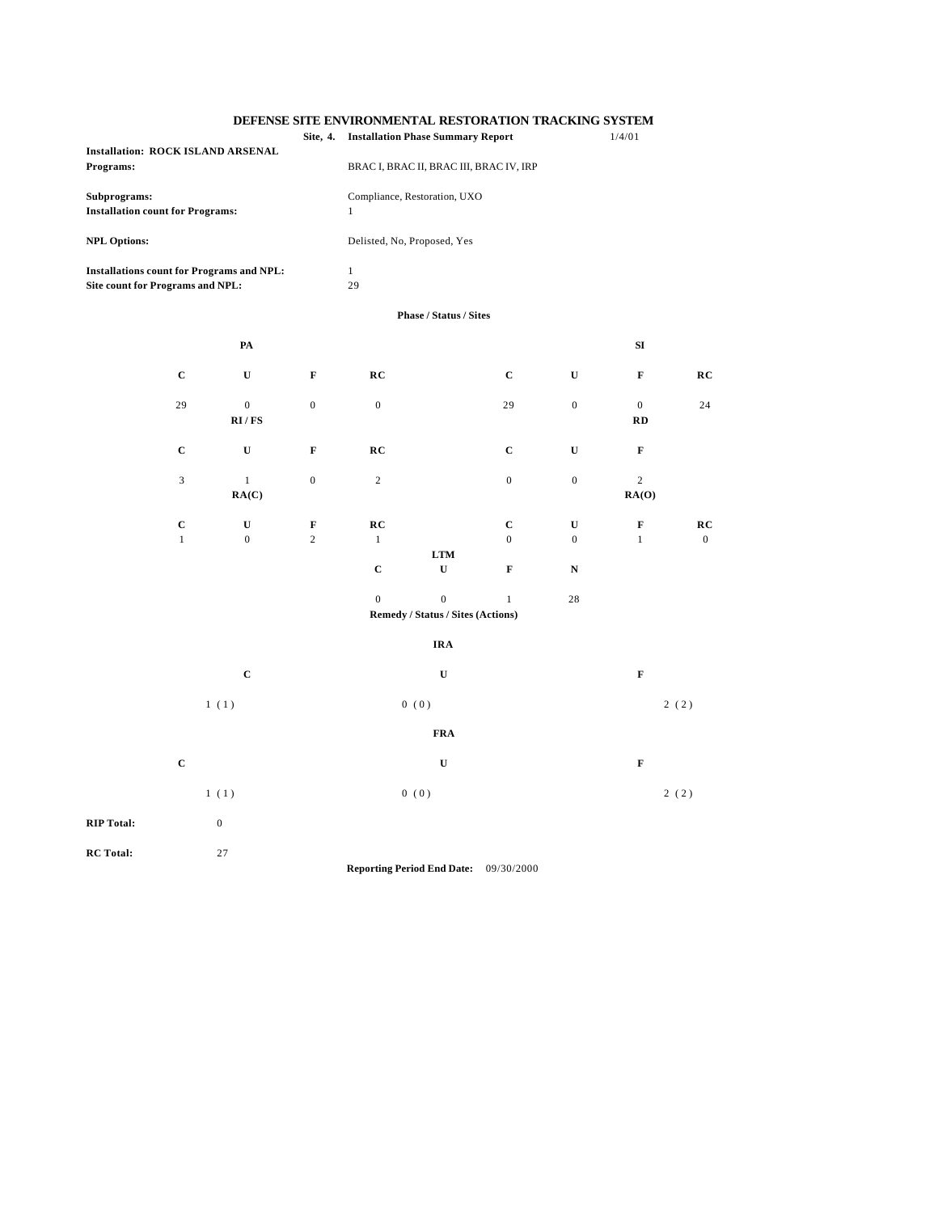# DEFENSE SITE ENVIRONMENTAL RESTORATION TRACKING SYSTEM

**Site, 4. Installation Phase Summary Report** 1/4/01

**Installation: ROCK ISLAND ARSENAL**

**Programs:** BRAC I, BRAC II, BRAC III, BRAC IV, IRP

**Subprograms:** Compliance, Restoration, UXO

**Installation count for Programs:** 1

**NPL Options:** Delisted, No, Proposed, Yes

**Installations count for Programs and NPL:** 1

**Site count for Programs and NPL:** 29

**Phase / Status / Sites**

| PA | | | | SI | | | |
|---|---|---|---|---|---|---|---|
| **C** | **U** | **F** | **RC** | **C** | **U** | **F** | **RC** |
| 29 | 0 | 0 | 0 | 29 | 0 | 0 | 24 |

| RI / FS | | | | RD | | |
|---|---|---|---|---|---|---|
| **C** | **U** | **F** | **RC** | **C** | **U** | **F** |
| 3 | 1 | 0 | 2 | 0 | 0 | 2 |

| RA(C) | | | | RA(O) | | | |
|---|---|---|---|---|---|---|---|
| **C** | **U** | **F** | **RC** | **C** | **U** | **F** | **RC** |
| 1 | 0 | 2 | 1 | 0 | 0 | 1 | 0 |

| LTM | | | |
|---|---|---|---|
| **C** | **U** | **F** | **N** |
| 0 | 0 | 1 | 28 |

**Remedy / Status / Sites (Actions)**

| IRA | | |
|---|---|---|
| **C** | **U** | **F** |
| 1 (1) | 0 (0) | 2 (2) |

| FRA | | |
|---|---|---|
| **C** | **U** | **F** |
| 1 (1) | 0 (0) | 2 (2) |

**RIP Total:** 0

**RC Total:** 27

**Reporting Period End Date:** 09/30/2000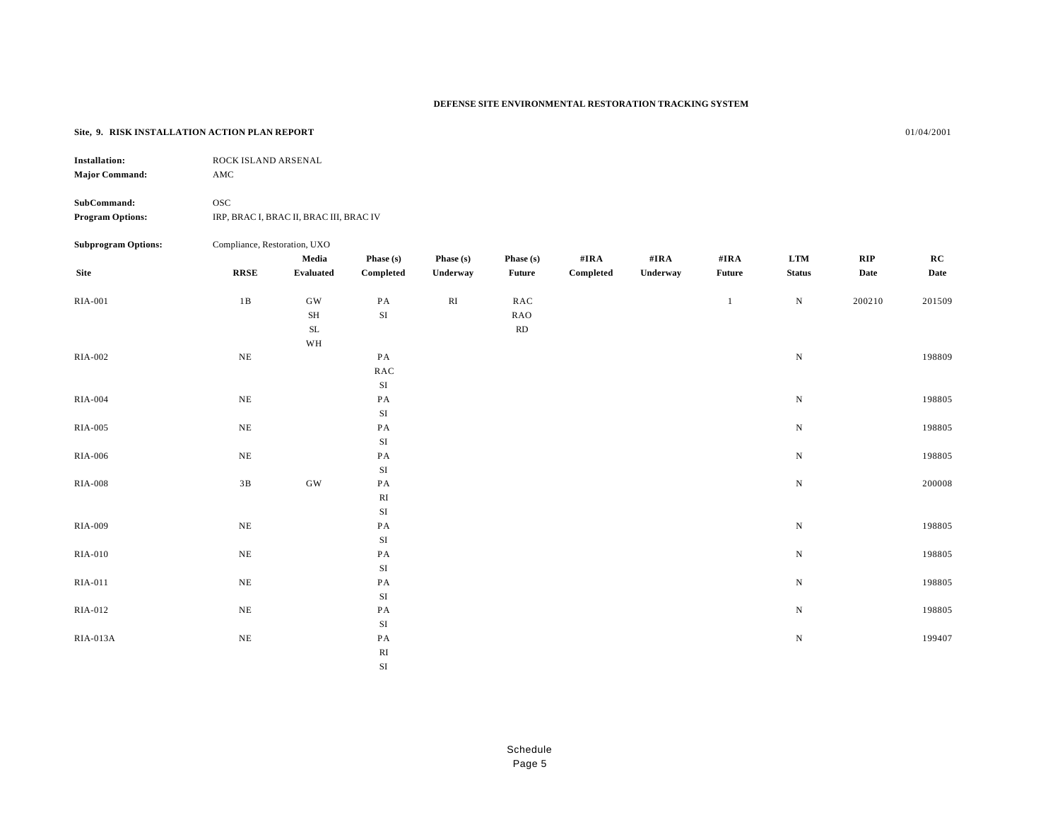DEFENSE SITE ENVIRONMENTAL RESTORATION TRACKING SYSTEM

**Site, 9. RISK INSTALLATION ACTION PLAN REPORT** 01/04/2001

**Installation:** ROCK ISLAND ARSENAL
**Major Command:** AMC

**SubCommand:** OSC
**Program Options:** IRP, BRAC I, BRAC II, BRAC III, BRAC IV

**Subprogram Options:** Compliance, Restoration, UXO

| Site | RRSE | Media Evaluated | Phase (s) Completed | Phase (s) Underway | Phase (s) Future | #IRA Completed | #IRA Underway | #IRA Future | LTM Status | RIP Date | RC Date |
|---|---|---|---|---|---|---|---|---|---|---|---|
| RIA-001 | 1B | GW<br>SH<br>SL<br>WH | PA<br>SI | RI | RAC<br>RAO<br>RD | | | 1 | N | 200210 | 201509 |
| RIA-002 | NE | | PA<br>RAC<br>SI | | | | | | N | | 198809 |
| RIA-004 | NE | | PA<br>SI | | | | | | N | | 198805 |
| RIA-005 | NE | | PA<br>SI | | | | | | N | | 198805 |
| RIA-006 | NE | | PA<br>SI | | | | | | N | | 198805 |
| RIA-008 | 3B | GW | PA<br>RI<br>SI | | | | | | N | | 200008 |
| RIA-009 | NE | | PA<br>SI | | | | | | N | | 198805 |
| RIA-010 | NE | | PA<br>SI | | | | | | N | | 198805 |
| RIA-011 | NE | | PA<br>SI | | | | | | N | | 198805 |
| RIA-012 | NE | | PA<br>SI | | | | | | N | | 198805 |
| RIA-013A | NE | | PA<br>RI<br>SI | | | | | | N | | 199407 |

Schedule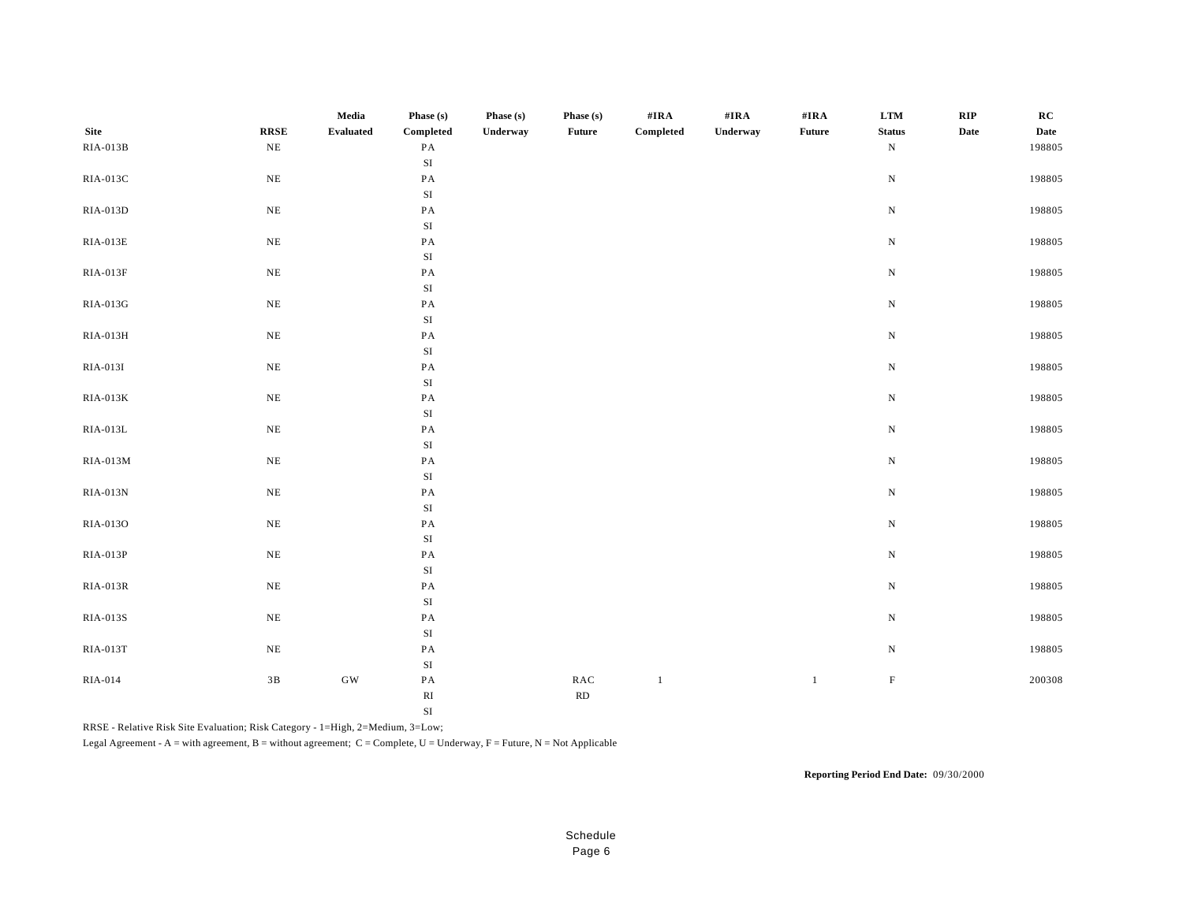| Site | RRSE | Media Evaluated | Phase (s) Completed | Phase (s) Underway | Phase (s) Future | #IRA Completed | #IRA Underway | #IRA Future | LTM Status | RIP Date | RC Date |
|---|---|---|---|---|---|---|---|---|---|---|---|
| RIA-013B | NE | | PA<br>SI | | | | | | N | | 198805 |
| RIA-013C | NE | | PA<br>SI | | | | | | N | | 198805 |
| RIA-013D | NE | | PA<br>SI | | | | | | N | | 198805 |
| RIA-013E | NE | | PA<br>SI | | | | | | N | | 198805 |
| RIA-013F | NE | | PA<br>SI | | | | | | N | | 198805 |
| RIA-013G | NE | | PA<br>SI | | | | | | N | | 198805 |
| RIA-013H | NE | | PA<br>SI | | | | | | N | | 198805 |
| RIA-013I | NE | | PA<br>SI | | | | | | N | | 198805 |
| RIA-013K | NE | | PA<br>SI | | | | | | N | | 198805 |
| RIA-013L | NE | | PA<br>SI | | | | | | N | | 198805 |
| RIA-013M | NE | | PA<br>SI | | | | | | N | | 198805 |
| RIA-013N | NE | | PA<br>SI | | | | | | N | | 198805 |
| RIA-013O | NE | | PA<br>SI | | | | | | N | | 198805 |
| RIA-013P | NE | | PA<br>SI | | | | | | N | | 198805 |
| RIA-013R | NE | | PA<br>SI | | | | | | N | | 198805 |
| RIA-013S | NE | | PA<br>SI | | | | | | N | | 198805 |
| RIA-013T | NE | | PA<br>SI | | | | | | N | | 198805 |
| RIA-014 | 3B | GW | PA<br>RI<br>SI | | RAC<br>RD | 1 | | 1 | F | | 200308 |

RRSE - Relative Risk Site Evaluation; Risk Category - 1=High, 2=Medium, 3=Low;

Legal Agreement - A = with agreement, B = without agreement; C = Complete, U = Underway, F = Future, N = Not Applicable

**Reporting Period End Date:** 09/30/2000

Schedule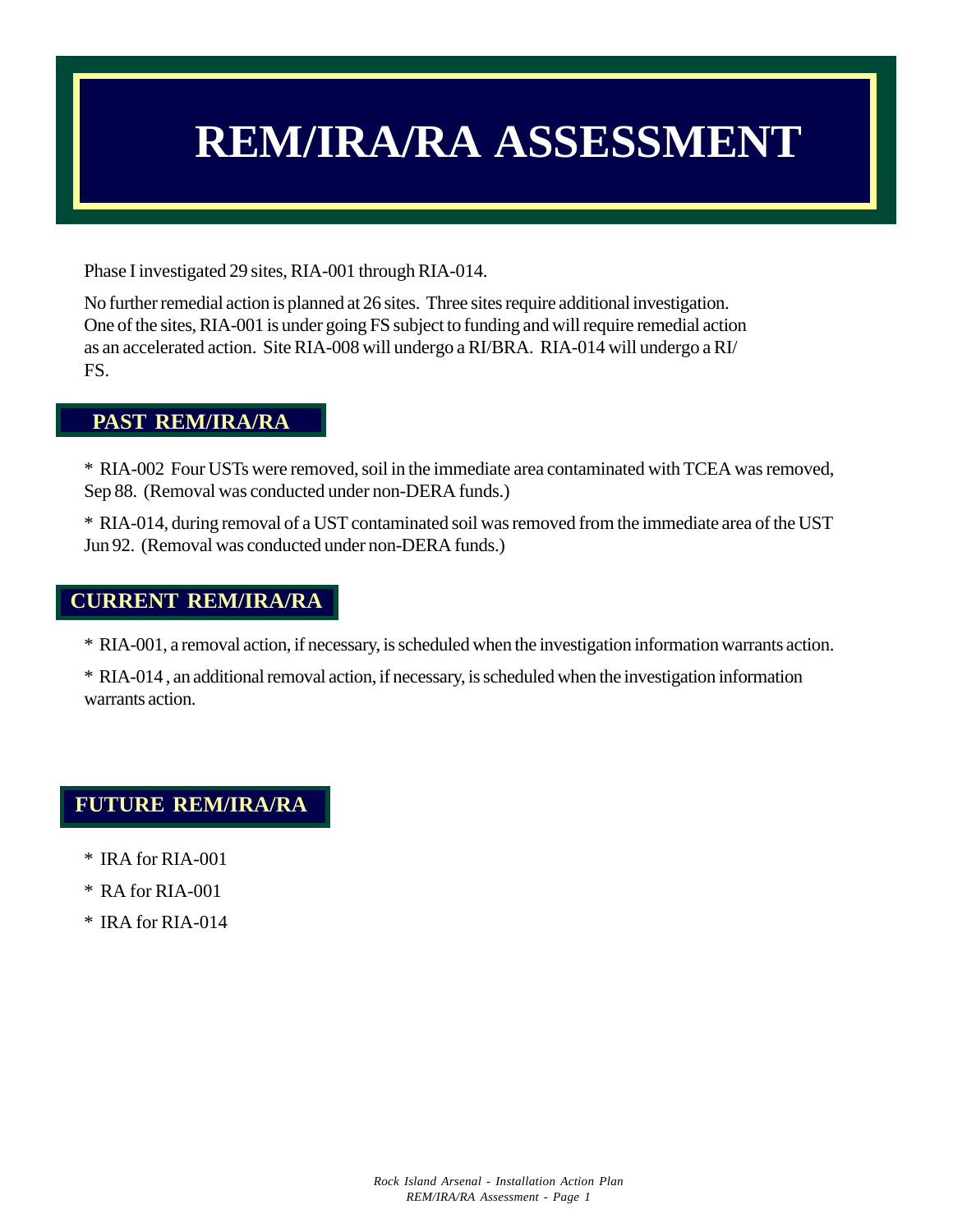# REM/IRA/RA ASSESSMENT

Phase I investigated 29 sites, RIA-001 through RIA-014.

No further remedial action is planned at 26 sites. Three sites require additional investigation. One of the sites, RIA-001 is under going FS subject to funding and will require remedial action as an accelerated action. Site RIA-008 will undergo a RI/BRA. RIA-014 will undergo a RI/FS.

## PAST REM/IRA/RA

* RIA-002 Four USTs were removed, soil in the immediate area contaminated with TCEA was removed, Sep 88. (Removal was conducted under non-DERA funds.)

* RIA-014, during removal of a UST contaminated soil was removed from the immediate area of the UST Jun 92. (Removal was conducted under non-DERA funds.)

## CURRENT REM/IRA/RA

* RIA-001, a removal action, if necessary, is scheduled when the investigation information warrants action.

* RIA-014 , an additional removal action, if necessary, is scheduled when the investigation information warrants action.

## FUTURE REM/IRA/RA

* IRA for RIA-001

* RA for RIA-001

* IRA for RIA-014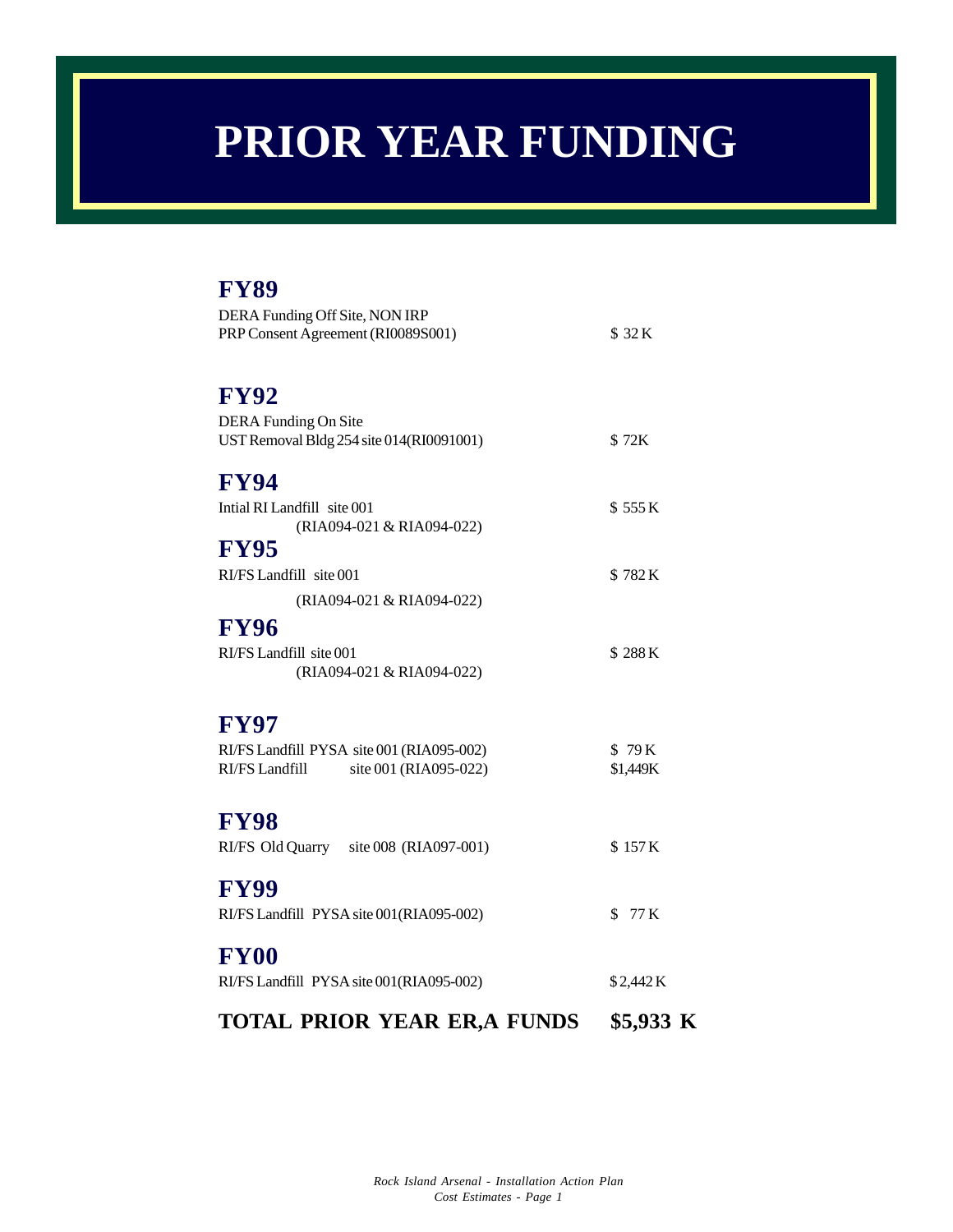# PRIOR YEAR FUNDING

## FY89

DERA Funding Off Site, NON IRP
PRP Consent Agreement (RI0089S001) $ 32 K

## FY92

DERA Funding On Site
UST Removal Bldg 254 site 014(RI0091001) $ 72K

## FY94

Intial RI Landfill site 001 $ 555 K
(RIA094-021 & RIA094-022)

## FY95

RI/FS Landfill site 001 $ 782 K
(RIA094-021 & RIA094-022)

## FY96

RI/FS Landfill site 001 $ 288 K
(RIA094-021 & RIA094-022)

## FY97

RI/FS Landfill PYSA site 001 (RIA095-002) $ 79 K
RI/FS Landfill site 001 (RIA095-022) $1,449K

## FY98

RI/FS Old Quarry site 008 (RIA097-001) $ 157 K

## FY99

RI/FS Landfill PYSA site 001(RIA095-002) $ 77 K

## FY00

RI/FS Landfill PYSA site 001(RIA095-002) $ 2,442 K

**TOTAL PRIOR YEAR ER,A FUNDS $5,933 K**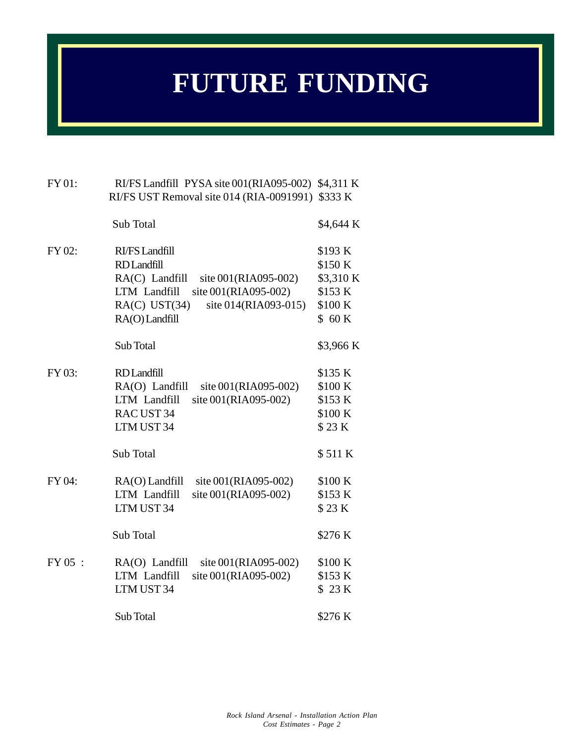# FUTURE FUNDING

| | | |
|---|---|---|
| FY 01: | RI/FS Landfill PYSA site 001(RIA095-002) | $4,311 K |
| | RI/FS UST Removal site 014 (RIA-0091991) | $333 K |
| | Sub Total | $4,644 K |
| FY 02: | RI/FS Landfill | $193 K |
| | RD Landfill | $150 K |
| | RA(C) Landfill site 001(RIA095-002) | $3,310 K |
| | LTM Landfill site 001(RIA095-002) | $153 K |
| | RA(C) UST(34) site 014(RIA093-015) | $100 K |
| | RA(O) Landfill | $ 60 K |
| | Sub Total | $3,966 K |
| FY 03: | RD Landfill | $135 K |
| | RA(O) Landfill site 001(RIA095-002) | $100 K |
| | LTM Landfill site 001(RIA095-002) | $153 K |
| | RAC UST 34 | $100 K |
| | LTM UST 34 | $ 23 K |
| | Sub Total | $ 511 K |
| FY 04: | RA(O) Landfill site 001(RIA095-002) | $100 K |
| | LTM Landfill site 001(RIA095-002) | $153 K |
| | LTM UST 34 | $ 23 K |
| | Sub Total | $276 K |
| FY 05 : | RA(O) Landfill site 001(RIA095-002) | $100 K |
| | LTM Landfill site 001(RIA095-002) | $153 K |
| | LTM UST 34 | $ 23 K |
| | Sub Total | $276 K |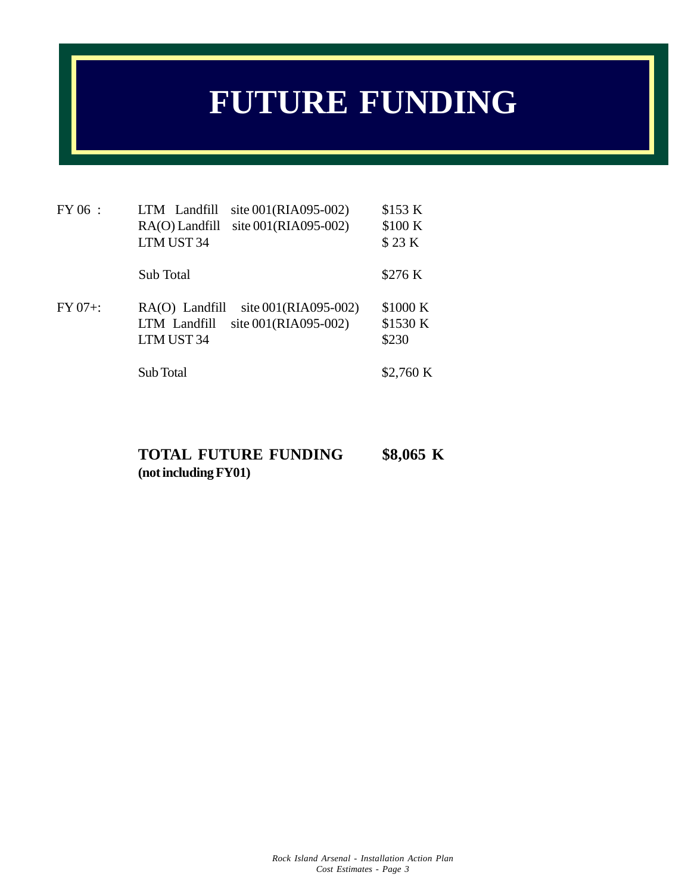# FUTURE FUNDING

| | | | |
|---|---|---|---|
| FY 06 : | LTM Landfill | site 001(RIA095-002) | $153 K |
| | RA(O) Landfill | site 001(RIA095-002) | $100 K |
| | LTM UST 34 | | $ 23 K |
| | Sub Total | | $276 K |
| FY 07+: | RA(O) Landfill | site 001(RIA095-002) | $1000 K |
| | LTM Landfill | site 001(RIA095-002) | $1530 K |
| | LTM UST 34 | | $230 |
| | Sub Total | | $2,760 K |

**TOTAL FUTURE FUNDING** **$8,065 K**
**(not including FY01)**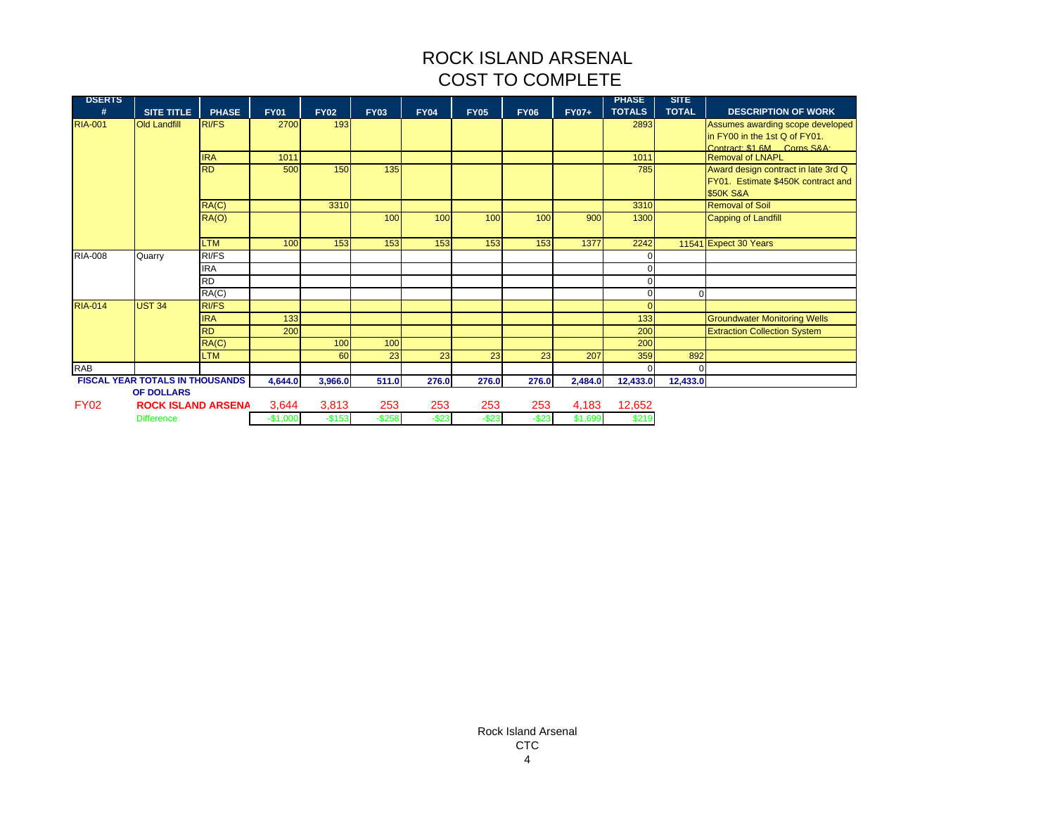# ROCK ISLAND ARSENAL
# COST TO COMPLETE

| DSERTS # | SITE TITLE | PHASE | FY01 | FY02 | FY03 | FY04 | FY05 | FY06 | FY07+ | PHASE TOTALS | SITE TOTAL | DESCRIPTION OF WORK |
|---|---|---|---|---|---|---|---|---|---|---|---|---|
| RIA-001 | Old Landfill | RI/FS | 2700 | 193 | | | | | | 2893 | | Assumes awarding scope developed in FY00 in the 1st Q of FY01. Contract: $1.6M Corps S&A: |
| | | IRA | 1011 | | | | | | | 1011 | | Removal of LNAPL |
| | | RD | 500 | 150 | 135 | | | | | 785 | | Award design contract in late 3rd Q FY01. Estimate $450K contract and $50K S&A |
| | | RA(C) | | 3310 | | | | | | 3310 | | Removal of Soil |
| | | RA(O) | | | 100 | 100 | 100 | 100 | 900 | 1300 | | Capping of Landfill |
| | | LTM | 100 | 153 | 153 | 153 | 153 | 153 | 1377 | 2242 | 11541 | Expect 30 Years |
| RIA-008 | Quarry | RI/FS | | | | | | | | 0 | | |
| | | IRA | | | | | | | | 0 | | |
| | | RD | | | | | | | | 0 | | |
| | | RA(C) | | | | | | | | 0 | 0 | |
| RIA-014 | UST 34 | RI/FS | | | | | | | | 0 | | |
| | | IRA | 133 | | | | | | | 133 | | Groundwater Monitoring Wells |
| | | RD | 200 | | | | | | | 200 | | Extraction Collection System |
| | | RA(C) | | 100 | 100 | | | | | 200 | | |
| | | LTM | | 60 | 23 | 23 | 23 | 23 | 207 | 359 | 892 | |
| RAB | | | | | | | | | | 0 | 0 | |
| FISCAL YEAR TOTALS IN THOUSANDS OF DOLLARS | | | 4,644.0 | 3,966.0 | 511.0 | 276.0 | 276.0 | 276.0 | 2,484.0 | 12,433.0 | 12,433.0 | |
| FY02 | ROCK ISLAND ARSENA | | 3,644 | 3,813 | 253 | 253 | 253 | 253 | 4,183 | 12,652 | | |
| | Difference | | -$1,000 | -$153 | -$258 | -$23 | -$23 | -$23 | $1,699 | $219 | | |

Rock Island Arsenal
CTC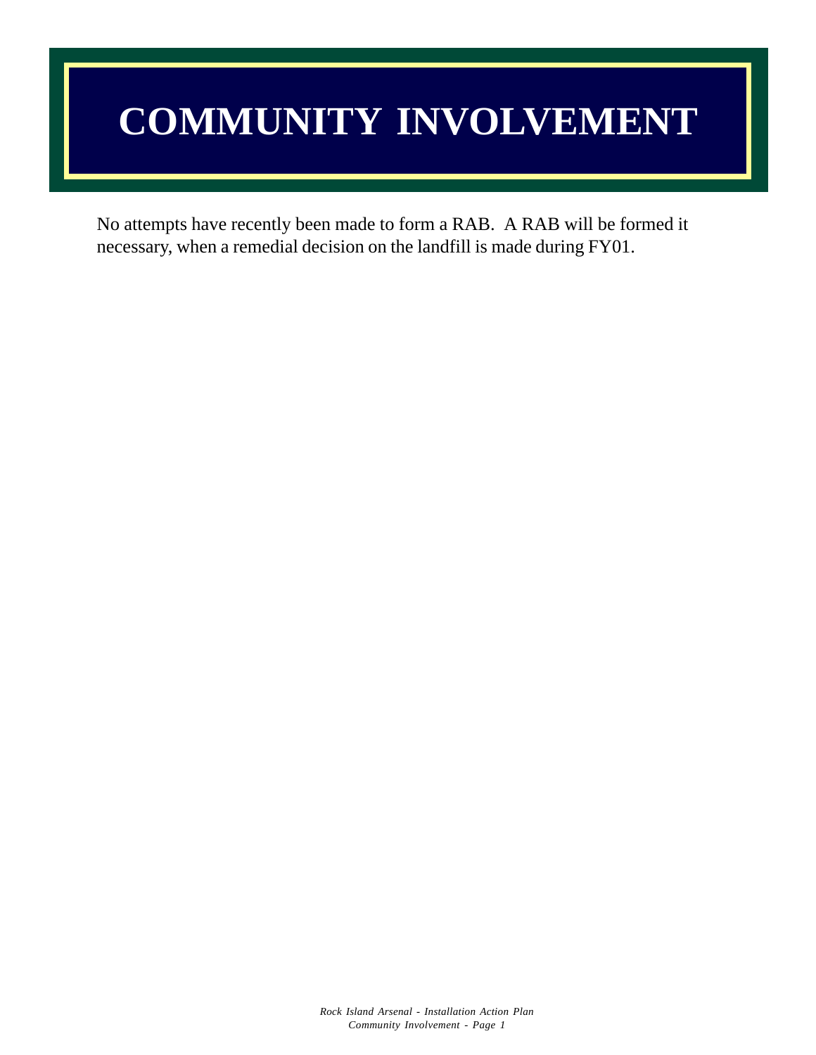# COMMUNITY INVOLVEMENT

No attempts have recently been made to form a RAB. A RAB will be formed it necessary, when a remedial decision on the landfill is made during FY01.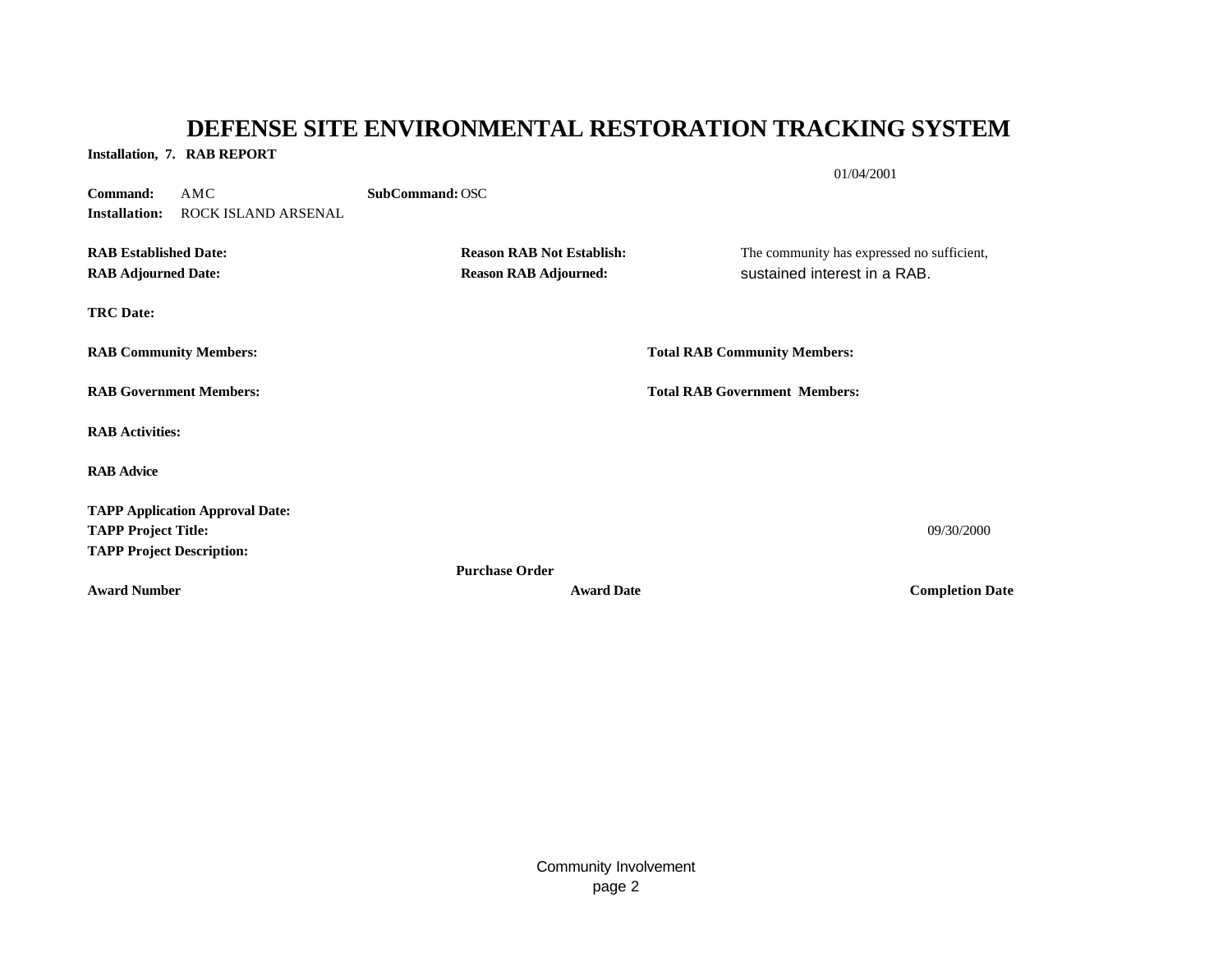# DEFENSE SITE ENVIRONMENTAL RESTORATION TRACKING SYSTEM

**Installation, 7. RAB REPORT**

01/04/2001

**Command:** AMC **SubCommand:** OSC

**Installation:** ROCK ISLAND ARSENAL

**RAB Established Date:**

**RAB Adjourned Date:**

**Reason RAB Not Establish:** The community has expressed no sufficient, sustained interest in a RAB.

**Reason RAB Adjourned:**

**TRC Date:**

**RAB Community Members:**

**Total RAB Community Members:**

**RAB Government Members:**

**Total RAB Government Members:**

**RAB Activities:**

**RAB Advice**

**TAPP Application Approval Date:**

**TAPP Project Title:** 09/30/2000

**TAPP Project Description:**

| Award Number | Purchase Order Award Date | Completion Date |
|---|---|---|

Community Involvement